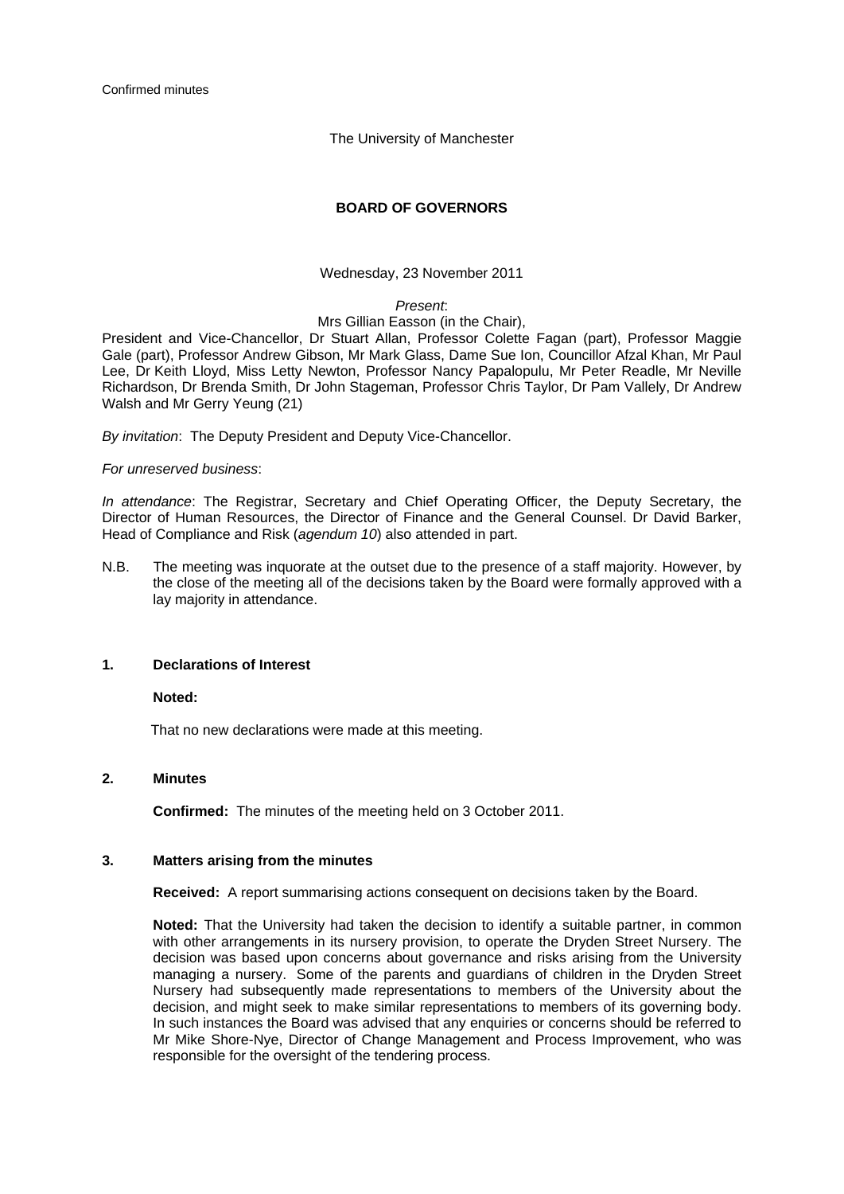Confirmed minutes

The University of Manchester

# BOARD OF GOVERNORS

Wednesday, 23 November 2011

*Present*:
Mrs Gillian Easson (in the Chair),
President and Vice-Chancellor, Dr Stuart Allan, Professor Colette Fagan (part), Professor Maggie Gale (part), Professor Andrew Gibson, Mr Mark Glass, Dame Sue Ion, Councillor Afzal Khan, Mr Paul Lee, Dr Keith Lloyd, Miss Letty Newton, Professor Nancy Papalopulu, Mr Peter Readle, Mr Neville Richardson, Dr Brenda Smith, Dr John Stageman, Professor Chris Taylor, Dr Pam Vallely, Dr Andrew Walsh and Mr Gerry Yeung (21)

*By invitation*: The Deputy President and Deputy Vice-Chancellor.

*For unreserved business*:

*In attendance*: The Registrar, Secretary and Chief Operating Officer, the Deputy Secretary, the Director of Human Resources, the Director of Finance and the General Counsel. Dr David Barker, Head of Compliance and Risk (*agendum 10*) also attended in part.

N.B. The meeting was inquorate at the outset due to the presence of a staff majority. However, by the close of the meeting all of the decisions taken by the Board were formally approved with a lay majority in attendance.

## 1. Declarations of Interest

**Noted:**

That no new declarations were made at this meeting.

## 2. Minutes

**Confirmed:** The minutes of the meeting held on 3 October 2011.

## 3. Matters arising from the minutes

**Received:** A report summarising actions consequent on decisions taken by the Board.

**Noted:** That the University had taken the decision to identify a suitable partner, in common with other arrangements in its nursery provision, to operate the Dryden Street Nursery. The decision was based upon concerns about governance and risks arising from the University managing a nursery. Some of the parents and guardians of children in the Dryden Street Nursery had subsequently made representations to members of the University about the decision, and might seek to make similar representations to members of its governing body. In such instances the Board was advised that any enquiries or concerns should be referred to Mr Mike Shore-Nye, Director of Change Management and Process Improvement, who was responsible for the oversight of the tendering process.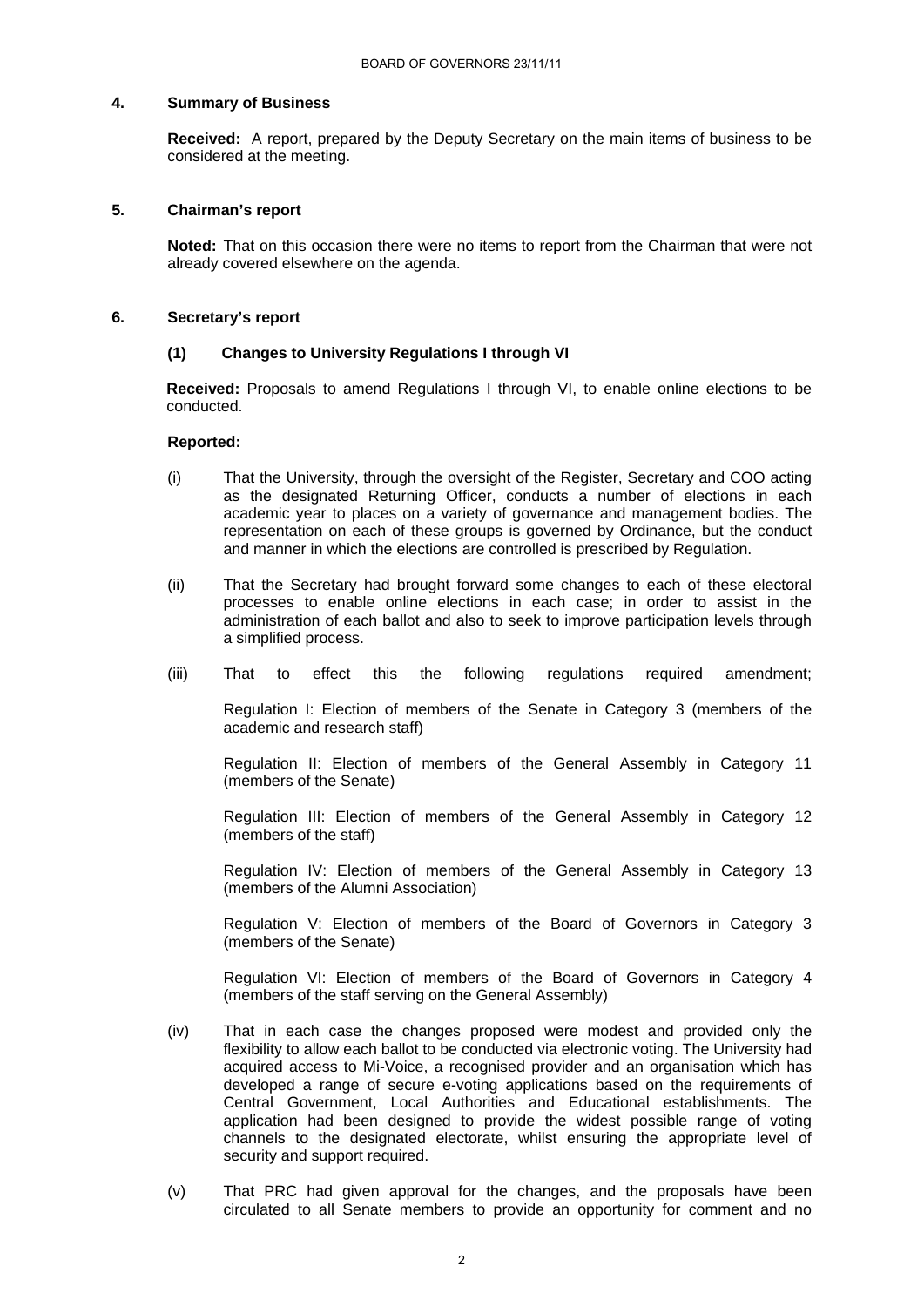## 4. Summary of Business

**Received:** A report, prepared by the Deputy Secretary on the main items of business to be considered at the meeting.

## 5. Chairman's report

**Noted:** That on this occasion there were no items to report from the Chairman that were not already covered elsewhere on the agenda.

## 6. Secretary's report

### (1) Changes to University Regulations I through VI

**Received:** Proposals to amend Regulations I through VI, to enable online elections to be conducted.

**Reported:**

(i) That the University, through the oversight of the Register, Secretary and COO acting as the designated Returning Officer, conducts a number of elections in each academic year to places on a variety of governance and management bodies. The representation on each of these groups is governed by Ordinance, but the conduct and manner in which the elections are controlled is prescribed by Regulation.

(ii) That the Secretary had brought forward some changes to each of these electoral processes to enable online elections in each case; in order to assist in the administration of each ballot and also to seek to improve participation levels through a simplified process.

(iii) That to effect this the following regulations required amendment;

Regulation I: Election of members of the Senate in Category 3 (members of the academic and research staff)

Regulation II: Election of members of the General Assembly in Category 11 (members of the Senate)

Regulation III: Election of members of the General Assembly in Category 12 (members of the staff)

Regulation IV: Election of members of the General Assembly in Category 13 (members of the Alumni Association)

Regulation V: Election of members of the Board of Governors in Category 3 (members of the Senate)

Regulation VI: Election of members of the Board of Governors in Category 4 (members of the staff serving on the General Assembly)

(iv) That in each case the changes proposed were modest and provided only the flexibility to allow each ballot to be conducted via electronic voting. The University had acquired access to Mi-Voice, a recognised provider and an organisation which has developed a range of secure e-voting applications based on the requirements of Central Government, Local Authorities and Educational establishments. The application had been designed to provide the widest possible range of voting channels to the designated electorate, whilst ensuring the appropriate level of security and support required.

(v) That PRC had given approval for the changes, and the proposals have been circulated to all Senate members to provide an opportunity for comment and no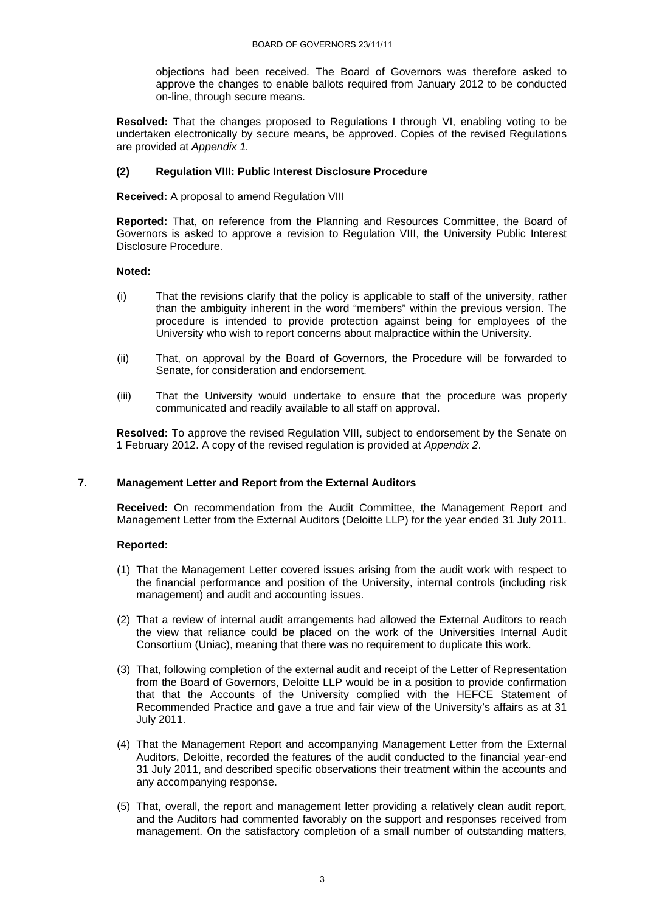objections had been received. The Board of Governors was therefore asked to approve the changes to enable ballots required from January 2012 to be conducted on-line, through secure means.

**Resolved:** That the changes proposed to Regulations I through VI, enabling voting to be undertaken electronically by secure means, be approved. Copies of the revised Regulations are provided at *Appendix 1.*

### (2) Regulation VIII: Public Interest Disclosure Procedure

**Received:** A proposal to amend Regulation VIII

**Reported:** That, on reference from the Planning and Resources Committee, the Board of Governors is asked to approve a revision to Regulation VIII, the University Public Interest Disclosure Procedure.

**Noted:**

(i) That the revisions clarify that the policy is applicable to staff of the university, rather than the ambiguity inherent in the word "members" within the previous version. The procedure is intended to provide protection against being for employees of the University who wish to report concerns about malpractice within the University.

(ii) That, on approval by the Board of Governors, the Procedure will be forwarded to Senate, for consideration and endorsement.

(iii) That the University would undertake to ensure that the procedure was properly communicated and readily available to all staff on approval.

**Resolved:** To approve the revised Regulation VIII, subject to endorsement by the Senate on 1 February 2012. A copy of the revised regulation is provided at *Appendix 2*.

## 7. Management Letter and Report from the External Auditors

**Received:** On recommendation from the Audit Committee, the Management Report and Management Letter from the External Auditors (Deloitte LLP) for the year ended 31 July 2011.

**Reported:**

(1) That the Management Letter covered issues arising from the audit work with respect to the financial performance and position of the University, internal controls (including risk management) and audit and accounting issues.

(2) That a review of internal audit arrangements had allowed the External Auditors to reach the view that reliance could be placed on the work of the Universities Internal Audit Consortium (Uniac), meaning that there was no requirement to duplicate this work.

(3) That, following completion of the external audit and receipt of the Letter of Representation from the Board of Governors, Deloitte LLP would be in a position to provide confirmation that that the Accounts of the University complied with the HEFCE Statement of Recommended Practice and gave a true and fair view of the University's affairs as at 31 July 2011.

(4) That the Management Report and accompanying Management Letter from the External Auditors, Deloitte, recorded the features of the audit conducted to the financial year-end 31 July 2011, and described specific observations their treatment within the accounts and any accompanying response.

(5) That, overall, the report and management letter providing a relatively clean audit report, and the Auditors had commented favorably on the support and responses received from management. On the satisfactory completion of a small number of outstanding matters,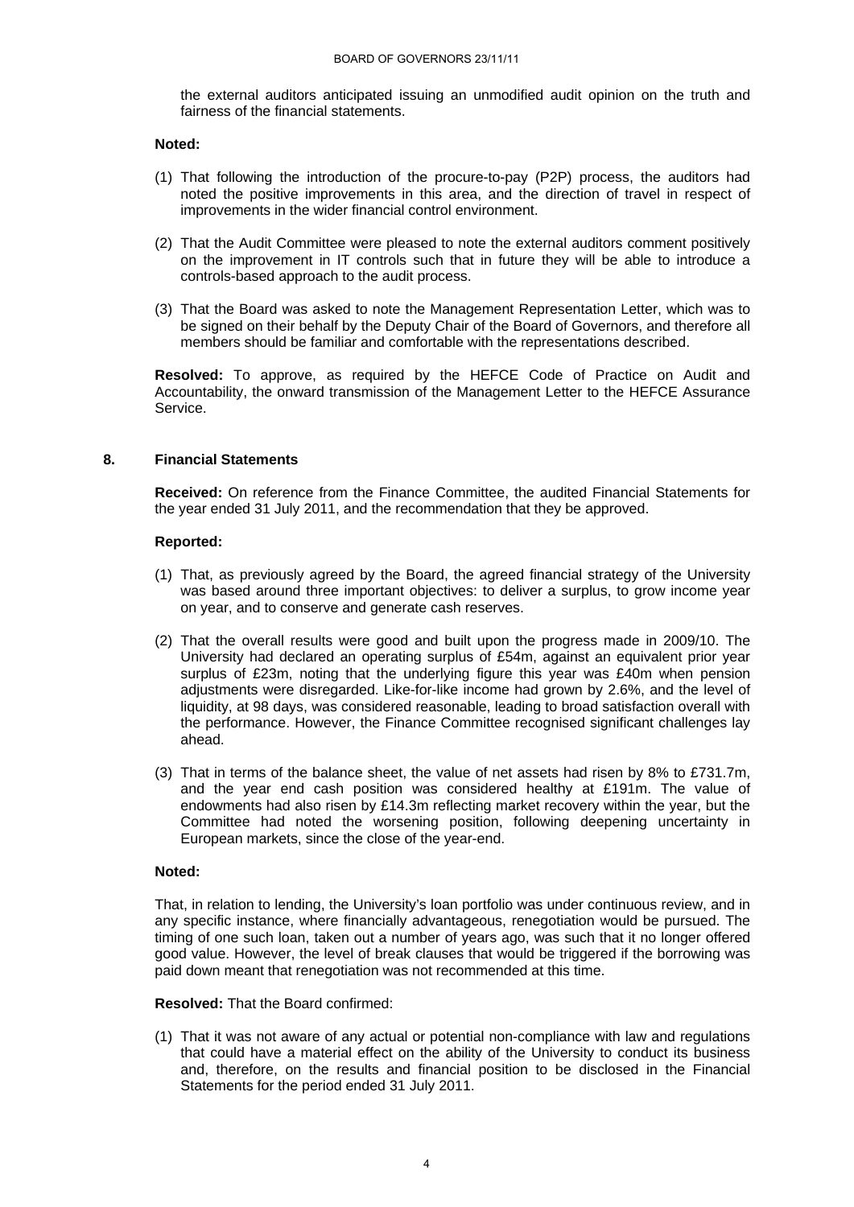the external auditors anticipated issuing an unmodified audit opinion on the truth and fairness of the financial statements.

**Noted:**

(1) That following the introduction of the procure-to-pay (P2P) process, the auditors had noted the positive improvements in this area, and the direction of travel in respect of improvements in the wider financial control environment.

(2) That the Audit Committee were pleased to note the external auditors comment positively on the improvement in IT controls such that in future they will be able to introduce a controls-based approach to the audit process.

(3) That the Board was asked to note the Management Representation Letter, which was to be signed on their behalf by the Deputy Chair of the Board of Governors, and therefore all members should be familiar and comfortable with the representations described.

**Resolved:** To approve, as required by the HEFCE Code of Practice on Audit and Accountability, the onward transmission of the Management Letter to the HEFCE Assurance Service.

## 8. Financial Statements

**Received:** On reference from the Finance Committee, the audited Financial Statements for the year ended 31 July 2011, and the recommendation that they be approved.

**Reported:**

(1) That, as previously agreed by the Board, the agreed financial strategy of the University was based around three important objectives: to deliver a surplus, to grow income year on year, and to conserve and generate cash reserves.

(2) That the overall results were good and built upon the progress made in 2009/10. The University had declared an operating surplus of £54m, against an equivalent prior year surplus of £23m, noting that the underlying figure this year was £40m when pension adjustments were disregarded. Like-for-like income had grown by 2.6%, and the level of liquidity, at 98 days, was considered reasonable, leading to broad satisfaction overall with the performance. However, the Finance Committee recognised significant challenges lay ahead.

(3) That in terms of the balance sheet, the value of net assets had risen by 8% to £731.7m, and the year end cash position was considered healthy at £191m. The value of endowments had also risen by £14.3m reflecting market recovery within the year, but the Committee had noted the worsening position, following deepening uncertainty in European markets, since the close of the year-end.

**Noted:**

That, in relation to lending, the University's loan portfolio was under continuous review, and in any specific instance, where financially advantageous, renegotiation would be pursued. The timing of one such loan, taken out a number of years ago, was such that it no longer offered good value. However, the level of break clauses that would be triggered if the borrowing was paid down meant that renegotiation was not recommended at this time.

**Resolved:** That the Board confirmed:

(1) That it was not aware of any actual or potential non-compliance with law and regulations that could have a material effect on the ability of the University to conduct its business and, therefore, on the results and financial position to be disclosed in the Financial Statements for the period ended 31 July 2011.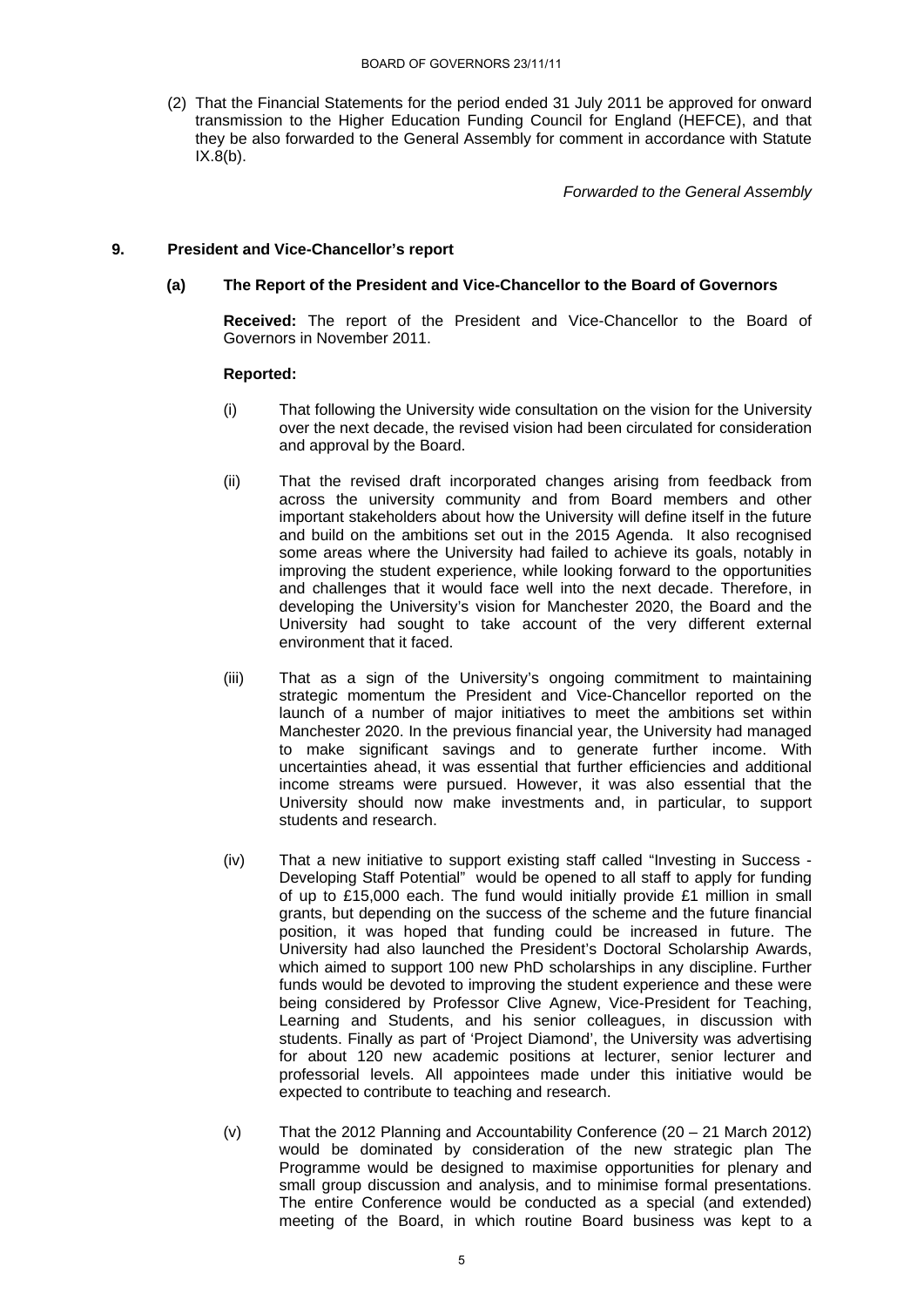(2) That the Financial Statements for the period ended 31 July 2011 be approved for onward transmission to the Higher Education Funding Council for England (HEFCE), and that they be also forwarded to the General Assembly for comment in accordance with Statute IX.8(b).

*Forwarded to the General Assembly*

## 9. President and Vice-Chancellor's report

### (a) The Report of the President and Vice-Chancellor to the Board of Governors

**Received:** The report of the President and Vice-Chancellor to the Board of Governors in November 2011.

**Reported:**

(i) That following the University wide consultation on the vision for the University over the next decade, the revised vision had been circulated for consideration and approval by the Board.

(ii) That the revised draft incorporated changes arising from feedback from across the university community and from Board members and other important stakeholders about how the University will define itself in the future and build on the ambitions set out in the 2015 Agenda. It also recognised some areas where the University had failed to achieve its goals, notably in improving the student experience, while looking forward to the opportunities and challenges that it would face well into the next decade. Therefore, in developing the University's vision for Manchester 2020, the Board and the University had sought to take account of the very different external environment that it faced.

(iii) That as a sign of the University's ongoing commitment to maintaining strategic momentum the President and Vice-Chancellor reported on the launch of a number of major initiatives to meet the ambitions set within Manchester 2020. In the previous financial year, the University had managed to make significant savings and to generate further income. With uncertainties ahead, it was essential that further efficiencies and additional income streams were pursued. However, it was also essential that the University should now make investments and, in particular, to support students and research.

(iv) That a new initiative to support existing staff called "Investing in Success - Developing Staff Potential" would be opened to all staff to apply for funding of up to £15,000 each. The fund would initially provide £1 million in small grants, but depending on the success of the scheme and the future financial position, it was hoped that funding could be increased in future. The University had also launched the President's Doctoral Scholarship Awards, which aimed to support 100 new PhD scholarships in any discipline. Further funds would be devoted to improving the student experience and these were being considered by Professor Clive Agnew, Vice-President for Teaching, Learning and Students, and his senior colleagues, in discussion with students. Finally as part of 'Project Diamond', the University was advertising for about 120 new academic positions at lecturer, senior lecturer and professorial levels. All appointees made under this initiative would be expected to contribute to teaching and research.

(v) That the 2012 Planning and Accountability Conference (20 – 21 March 2012) would be dominated by consideration of the new strategic plan The Programme would be designed to maximise opportunities for plenary and small group discussion and analysis, and to minimise formal presentations. The entire Conference would be conducted as a special (and extended) meeting of the Board, in which routine Board business was kept to a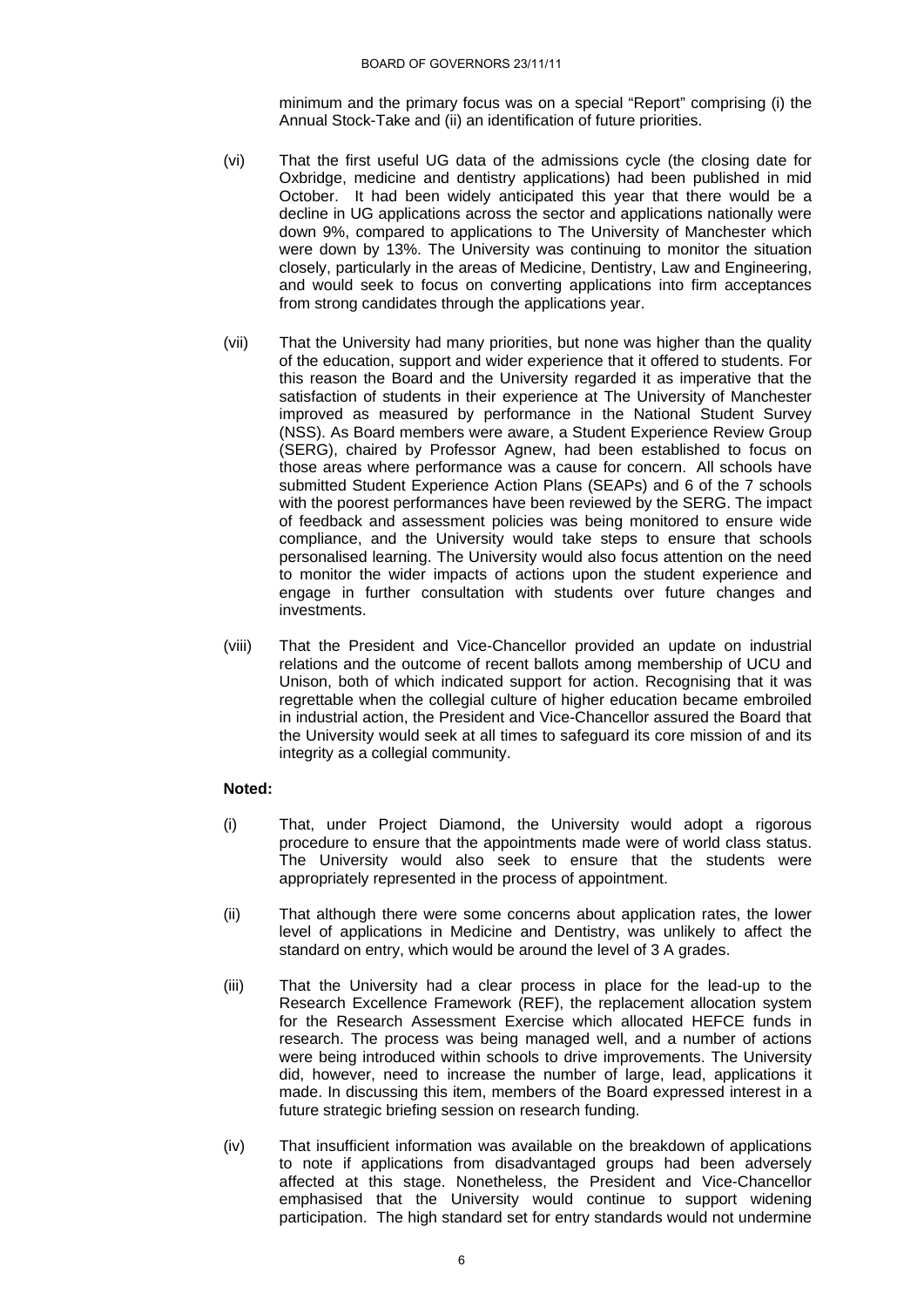minimum and the primary focus was on a special "Report" comprising (i) the Annual Stock-Take and (ii) an identification of future priorities.

(vi) That the first useful UG data of the admissions cycle (the closing date for Oxbridge, medicine and dentistry applications) had been published in mid October. It had been widely anticipated this year that there would be a decline in UG applications across the sector and applications nationally were down 9%, compared to applications to The University of Manchester which were down by 13%. The University was continuing to monitor the situation closely, particularly in the areas of Medicine, Dentistry, Law and Engineering, and would seek to focus on converting applications into firm acceptances from strong candidates through the applications year.

(vii) That the University had many priorities, but none was higher than the quality of the education, support and wider experience that it offered to students. For this reason the Board and the University regarded it as imperative that the satisfaction of students in their experience at The University of Manchester improved as measured by performance in the National Student Survey (NSS). As Board members were aware, a Student Experience Review Group (SERG), chaired by Professor Agnew, had been established to focus on those areas where performance was a cause for concern. All schools have submitted Student Experience Action Plans (SEAPs) and 6 of the 7 schools with the poorest performances have been reviewed by the SERG. The impact of feedback and assessment policies was being monitored to ensure wide compliance, and the University would take steps to ensure that schools personalised learning. The University would also focus attention on the need to monitor the wider impacts of actions upon the student experience and engage in further consultation with students over future changes and investments.

(viii) That the President and Vice-Chancellor provided an update on industrial relations and the outcome of recent ballots among membership of UCU and Unison, both of which indicated support for action. Recognising that it was regrettable when the collegial culture of higher education became embroiled in industrial action, the President and Vice-Chancellor assured the Board that the University would seek at all times to safeguard its core mission of and its integrity as a collegial community.

**Noted:**

(i) That, under Project Diamond, the University would adopt a rigorous procedure to ensure that the appointments made were of world class status. The University would also seek to ensure that the students were appropriately represented in the process of appointment.

(ii) That although there were some concerns about application rates, the lower level of applications in Medicine and Dentistry, was unlikely to affect the standard on entry, which would be around the level of 3 A grades.

(iii) That the University had a clear process in place for the lead-up to the Research Excellence Framework (REF), the replacement allocation system for the Research Assessment Exercise which allocated HEFCE funds in research. The process was being managed well, and a number of actions were being introduced within schools to drive improvements. The University did, however, need to increase the number of large, lead, applications it made. In discussing this item, members of the Board expressed interest in a future strategic briefing session on research funding.

(iv) That insufficient information was available on the breakdown of applications to note if applications from disadvantaged groups had been adversely affected at this stage. Nonetheless, the President and Vice-Chancellor emphasised that the University would continue to support widening participation. The high standard set for entry standards would not undermine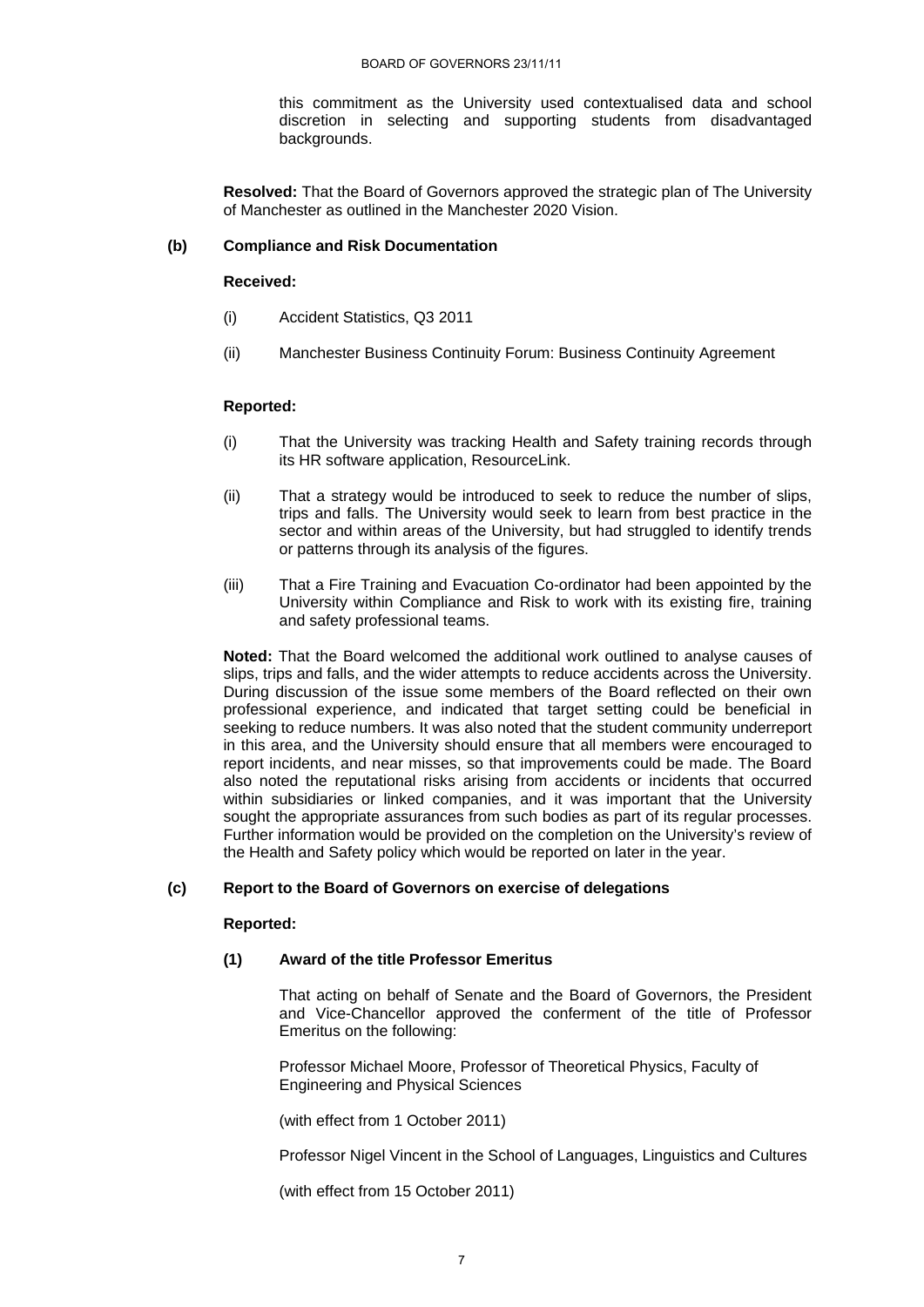this commitment as the University used contextualised data and school discretion in selecting and supporting students from disadvantaged backgrounds.

**Resolved:** That the Board of Governors approved the strategic plan of The University of Manchester as outlined in the Manchester 2020 Vision.

**(b) Compliance and Risk Documentation**

**Received:**

(i) Accident Statistics, Q3 2011

(ii) Manchester Business Continuity Forum: Business Continuity Agreement

**Reported:**

(i) That the University was tracking Health and Safety training records through its HR software application, ResourceLink.

(ii) That a strategy would be introduced to seek to reduce the number of slips, trips and falls. The University would seek to learn from best practice in the sector and within areas of the University, but had struggled to identify trends or patterns through its analysis of the figures.

(iii) That a Fire Training and Evacuation Co-ordinator had been appointed by the University within Compliance and Risk to work with its existing fire, training and safety professional teams.

**Noted:** That the Board welcomed the additional work outlined to analyse causes of slips, trips and falls, and the wider attempts to reduce accidents across the University. During discussion of the issue some members of the Board reflected on their own professional experience, and indicated that target setting could be beneficial in seeking to reduce numbers. It was also noted that the student community underreport in this area, and the University should ensure that all members were encouraged to report incidents, and near misses, so that improvements could be made. The Board also noted the reputational risks arising from accidents or incidents that occurred within subsidiaries or linked companies, and it was important that the University sought the appropriate assurances from such bodies as part of its regular processes. Further information would be provided on the completion on the University's review of the Health and Safety policy which would be reported on later in the year.

**(c) Report to the Board of Governors on exercise of delegations**

**Reported:**

**(1) Award of the title Professor Emeritus**

That acting on behalf of Senate and the Board of Governors, the President and Vice-Chancellor approved the conferment of the title of Professor Emeritus on the following:

Professor Michael Moore, Professor of Theoretical Physics, Faculty of Engineering and Physical Sciences

(with effect from 1 October 2011)

Professor Nigel Vincent in the School of Languages, Linguistics and Cultures

(with effect from 15 October 2011)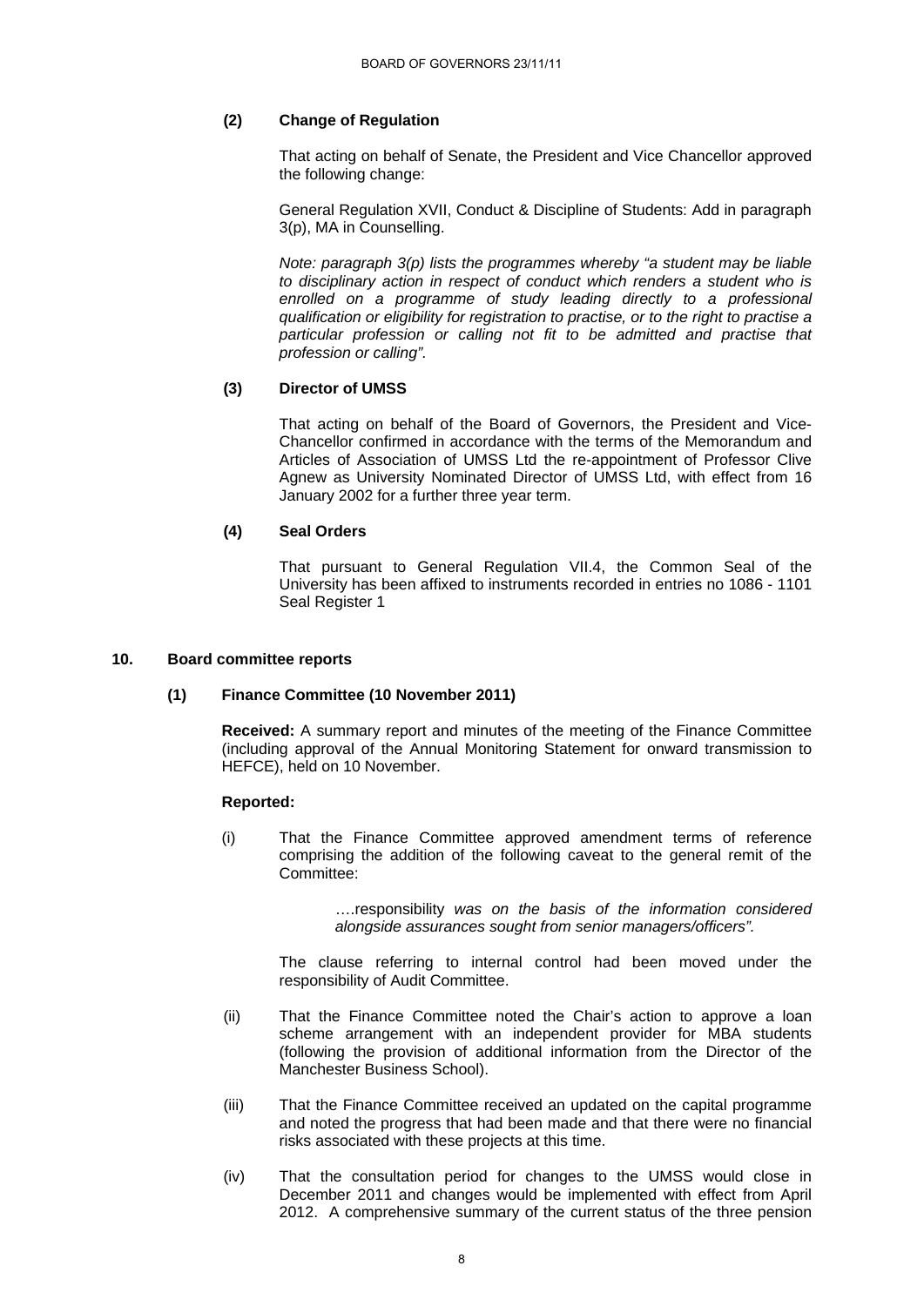### (2) Change of Regulation

That acting on behalf of Senate, the President and Vice Chancellor approved the following change:

General Regulation XVII, Conduct & Discipline of Students: Add in paragraph 3(p), MA in Counselling.

*Note: paragraph 3(p) lists the programmes whereby "a student may be liable to disciplinary action in respect of conduct which renders a student who is enrolled on a programme of study leading directly to a professional qualification or eligibility for registration to practise, or to the right to practise a particular profession or calling not fit to be admitted and practise that profession or calling".*

### (3) Director of UMSS

That acting on behalf of the Board of Governors, the President and Vice-Chancellor confirmed in accordance with the terms of the Memorandum and Articles of Association of UMSS Ltd the re-appointment of Professor Clive Agnew as University Nominated Director of UMSS Ltd, with effect from 16 January 2002 for a further three year term.

### (4) Seal Orders

That pursuant to General Regulation VII.4, the Common Seal of the University has been affixed to instruments recorded in entries no 1086 - 1101 Seal Register 1

## 10. Board committee reports

### (1) Finance Committee (10 November 2011)

**Received:** A summary report and minutes of the meeting of the Finance Committee (including approval of the Annual Monitoring Statement for onward transmission to HEFCE), held on 10 November.

**Reported:**

(i) That the Finance Committee approved amendment terms of reference comprising the addition of the following caveat to the general remit of the Committee:

> ….responsibility *was on the basis of the information considered alongside assurances sought from senior managers/officers".*

The clause referring to internal control had been moved under the responsibility of Audit Committee.

(ii) That the Finance Committee noted the Chair's action to approve a loan scheme arrangement with an independent provider for MBA students (following the provision of additional information from the Director of the Manchester Business School).

(iii) That the Finance Committee received an updated on the capital programme and noted the progress that had been made and that there were no financial risks associated with these projects at this time.

(iv) That the consultation period for changes to the UMSS would close in December 2011 and changes would be implemented with effect from April 2012. A comprehensive summary of the current status of the three pension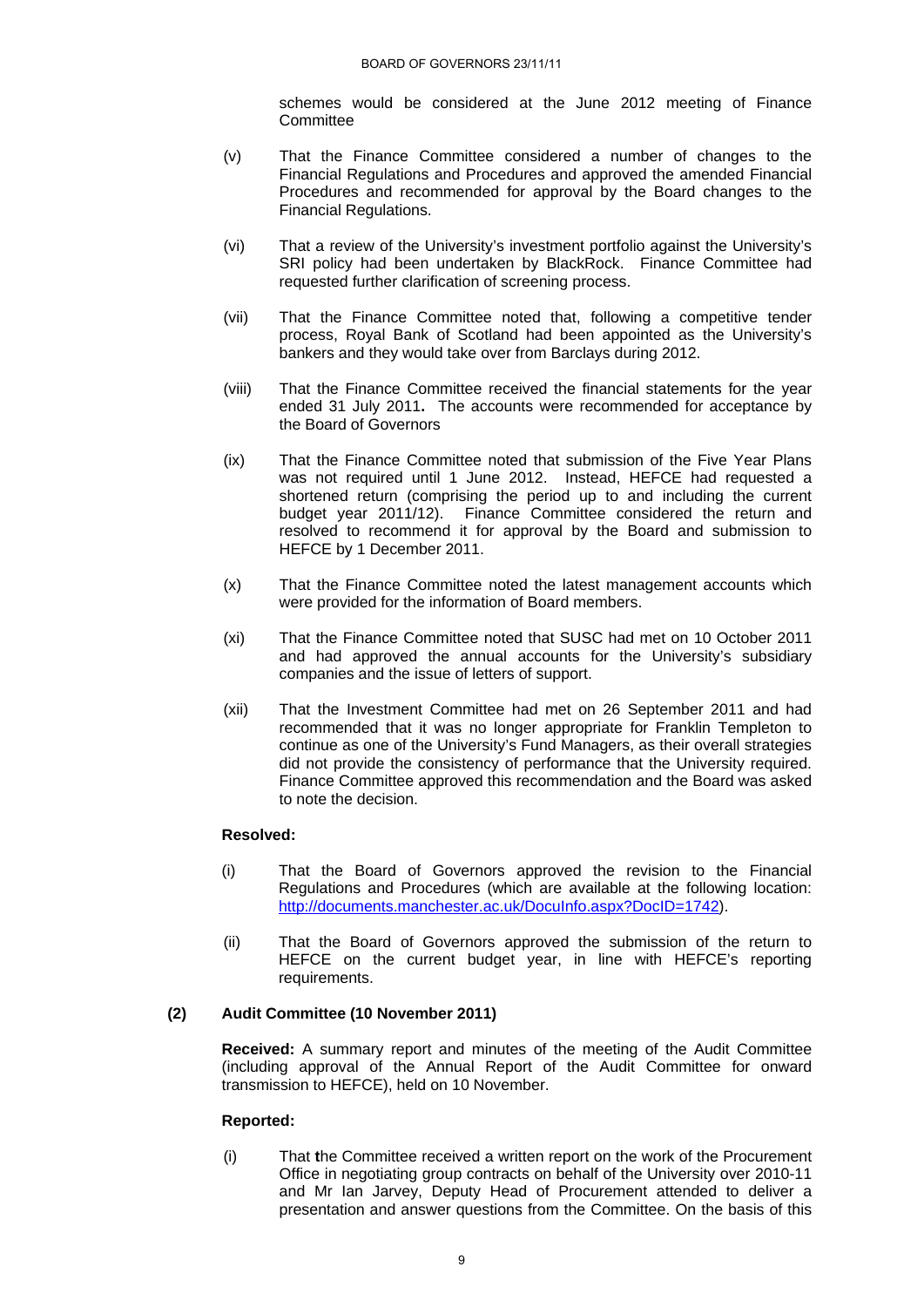schemes would be considered at the June 2012 meeting of Finance Committee

(v) That the Finance Committee considered a number of changes to the Financial Regulations and Procedures and approved the amended Financial Procedures and recommended for approval by the Board changes to the Financial Regulations.

(vi) That a review of the University's investment portfolio against the University's SRI policy had been undertaken by BlackRock. Finance Committee had requested further clarification of screening process.

(vii) That the Finance Committee noted that, following a competitive tender process, Royal Bank of Scotland had been appointed as the University's bankers and they would take over from Barclays during 2012.

(viii) That the Finance Committee received the financial statements for the year ended 31 July 2011**.** The accounts were recommended for acceptance by the Board of Governors

(ix) That the Finance Committee noted that submission of the Five Year Plans was not required until 1 June 2012. Instead, HEFCE had requested a shortened return (comprising the period up to and including the current budget year 2011/12). Finance Committee considered the return and resolved to recommend it for approval by the Board and submission to HEFCE by 1 December 2011.

(x) That the Finance Committee noted the latest management accounts which were provided for the information of Board members.

(xi) That the Finance Committee noted that SUSC had met on 10 October 2011 and had approved the annual accounts for the University's subsidiary companies and the issue of letters of support.

(xii) That the Investment Committee had met on 26 September 2011 and had recommended that it was no longer appropriate for Franklin Templeton to continue as one of the University's Fund Managers, as their overall strategies did not provide the consistency of performance that the University required. Finance Committee approved this recommendation and the Board was asked to note the decision.

**Resolved:**

(i) That the Board of Governors approved the revision to the Financial Regulations and Procedures (which are available at the following location: [http://documents.manchester.ac.uk/DocuInfo.aspx?DocID=1742](http://documents.manchester.ac.uk/DocuInfo.aspx?DocID=1742)).

(ii) That the Board of Governors approved the submission of the return to HEFCE on the current budget year, in line with HEFCE's reporting requirements.

**(2) Audit Committee (10 November 2011)**

**Received:** A summary report and minutes of the meeting of the Audit Committee (including approval of the Annual Report of the Audit Committee for onward transmission to HEFCE), held on 10 November.

**Reported:**

(i) That the Committee received a written report on the work of the Procurement Office in negotiating group contracts on behalf of the University over 2010-11 and Mr Ian Jarvey, Deputy Head of Procurement attended to deliver a presentation and answer questions from the Committee. On the basis of this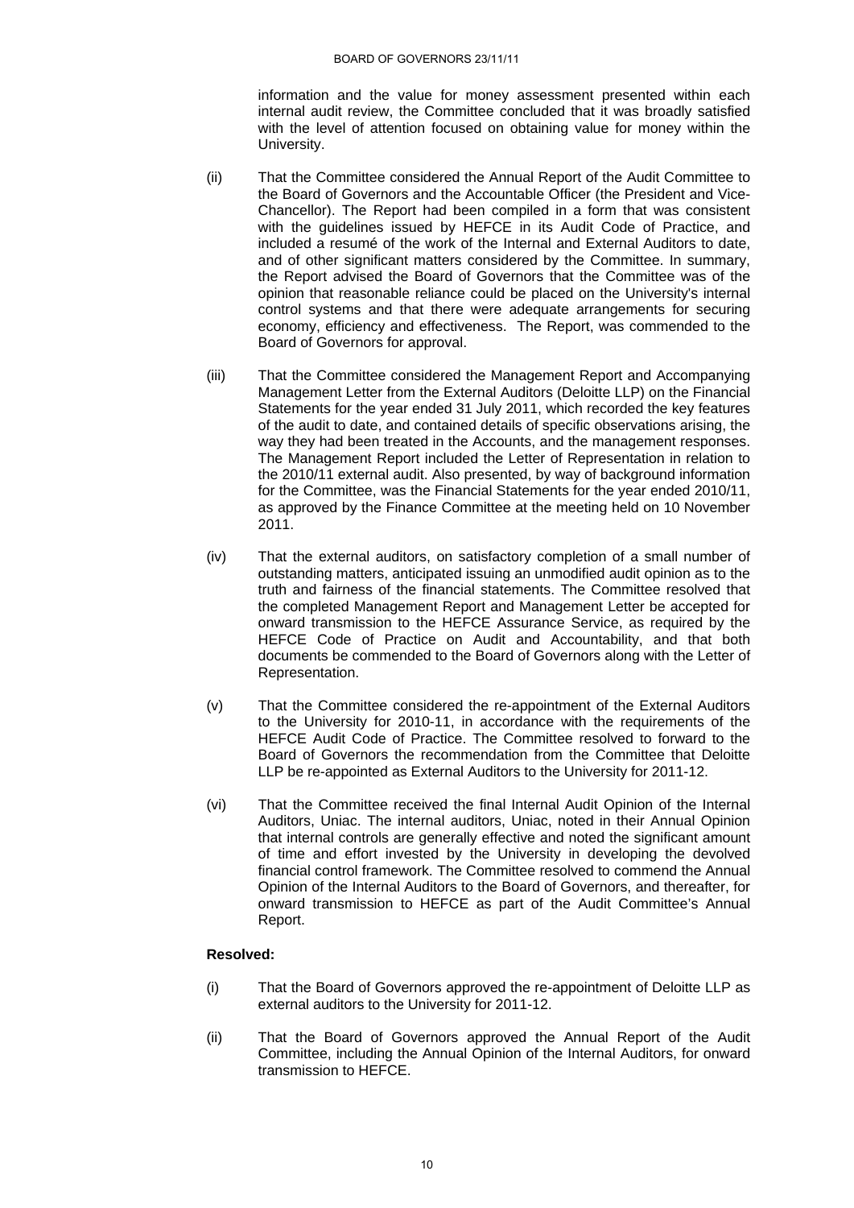information and the value for money assessment presented within each internal audit review, the Committee concluded that it was broadly satisfied with the level of attention focused on obtaining value for money within the University.

(ii) That the Committee considered the Annual Report of the Audit Committee to the Board of Governors and the Accountable Officer (the President and Vice-Chancellor). The Report had been compiled in a form that was consistent with the guidelines issued by HEFCE in its Audit Code of Practice, and included a resumé of the work of the Internal and External Auditors to date, and of other significant matters considered by the Committee. In summary, the Report advised the Board of Governors that the Committee was of the opinion that reasonable reliance could be placed on the University's internal control systems and that there were adequate arrangements for securing economy, efficiency and effectiveness. The Report, was commended to the Board of Governors for approval.

(iii) That the Committee considered the Management Report and Accompanying Management Letter from the External Auditors (Deloitte LLP) on the Financial Statements for the year ended 31 July 2011, which recorded the key features of the audit to date, and contained details of specific observations arising, the way they had been treated in the Accounts, and the management responses. The Management Report included the Letter of Representation in relation to the 2010/11 external audit. Also presented, by way of background information for the Committee, was the Financial Statements for the year ended 2010/11, as approved by the Finance Committee at the meeting held on 10 November 2011.

(iv) That the external auditors, on satisfactory completion of a small number of outstanding matters, anticipated issuing an unmodified audit opinion as to the truth and fairness of the financial statements. The Committee resolved that the completed Management Report and Management Letter be accepted for onward transmission to the HEFCE Assurance Service, as required by the HEFCE Code of Practice on Audit and Accountability, and that both documents be commended to the Board of Governors along with the Letter of Representation.

(v) That the Committee considered the re-appointment of the External Auditors to the University for 2010-11, in accordance with the requirements of the HEFCE Audit Code of Practice. The Committee resolved to forward to the Board of Governors the recommendation from the Committee that Deloitte LLP be re-appointed as External Auditors to the University for 2011-12.

(vi) That the Committee received the final Internal Audit Opinion of the Internal Auditors, Uniac. The internal auditors, Uniac, noted in their Annual Opinion that internal controls are generally effective and noted the significant amount of time and effort invested by the University in developing the devolved financial control framework. The Committee resolved to commend the Annual Opinion of the Internal Auditors to the Board of Governors, and thereafter, for onward transmission to HEFCE as part of the Audit Committee's Annual Report.

**Resolved:**

(i) That the Board of Governors approved the re-appointment of Deloitte LLP as external auditors to the University for 2011-12.

(ii) That the Board of Governors approved the Annual Report of the Audit Committee, including the Annual Opinion of the Internal Auditors, for onward transmission to HEFCE.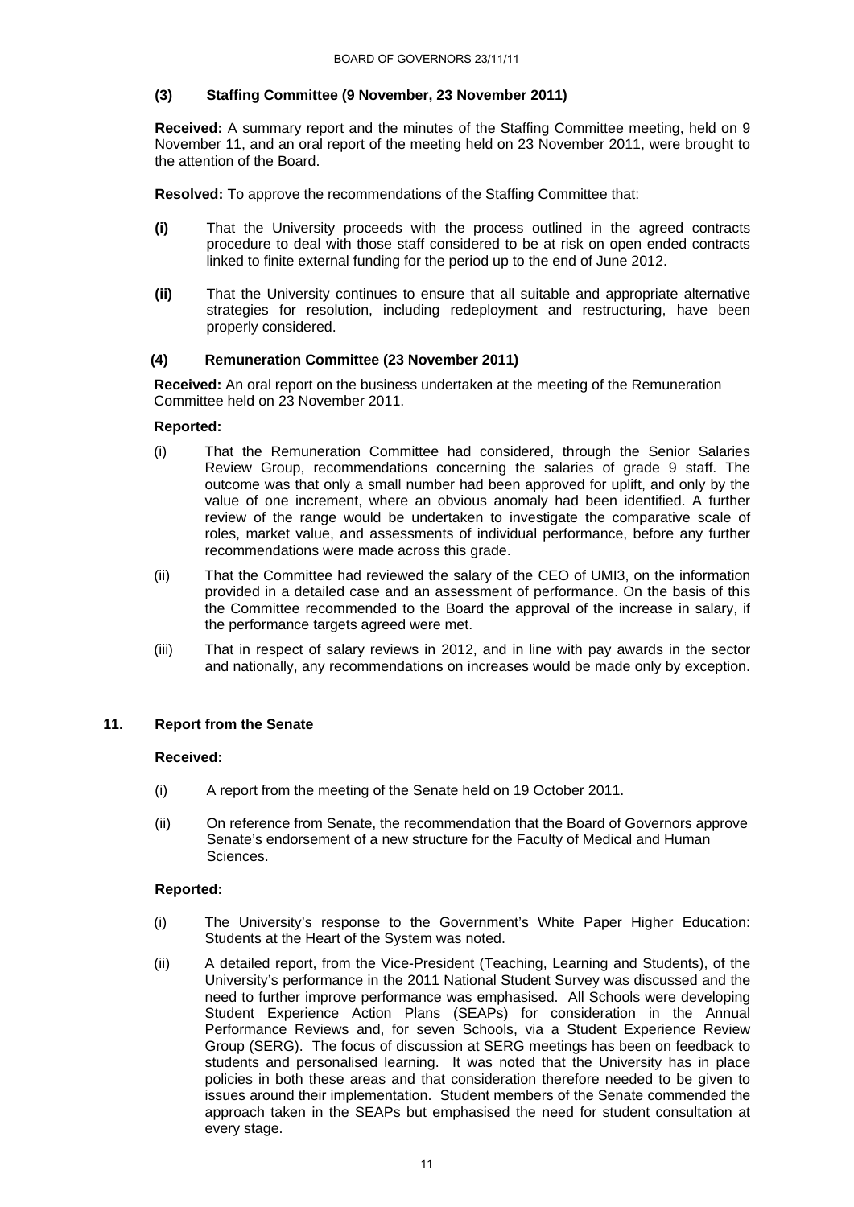### (3) Staffing Committee (9 November, 23 November 2011)

**Received:** A summary report and the minutes of the Staffing Committee meeting, held on 9 November 11, and an oral report of the meeting held on 23 November 2011, were brought to the attention of the Board.

**Resolved:** To approve the recommendations of the Staffing Committee that:

**(i)** That the University proceeds with the process outlined in the agreed contracts procedure to deal with those staff considered to be at risk on open ended contracts linked to finite external funding for the period up to the end of June 2012.

**(ii)** That the University continues to ensure that all suitable and appropriate alternative strategies for resolution, including redeployment and restructuring, have been properly considered.

### (4) Remuneration Committee (23 November 2011)

**Received:** An oral report on the business undertaken at the meeting of the Remuneration Committee held on 23 November 2011.

**Reported:**

(i) That the Remuneration Committee had considered, through the Senior Salaries Review Group, recommendations concerning the salaries of grade 9 staff. The outcome was that only a small number had been approved for uplift, and only by the value of one increment, where an obvious anomaly had been identified. A further review of the range would be undertaken to investigate the comparative scale of roles, market value, and assessments of individual performance, before any further recommendations were made across this grade.

(ii) That the Committee had reviewed the salary of the CEO of UMI3, on the information provided in a detailed case and an assessment of performance. On the basis of this the Committee recommended to the Board the approval of the increase in salary, if the performance targets agreed were met.

(iii) That in respect of salary reviews in 2012, and in line with pay awards in the sector and nationally, any recommendations on increases would be made only by exception.

## 11. Report from the Senate

**Received:**

(i) A report from the meeting of the Senate held on 19 October 2011.

(ii) On reference from Senate, the recommendation that the Board of Governors approve Senate's endorsement of a new structure for the Faculty of Medical and Human Sciences.

**Reported:**

(i) The University's response to the Government's White Paper Higher Education: Students at the Heart of the System was noted.

(ii) A detailed report, from the Vice-President (Teaching, Learning and Students), of the University's performance in the 2011 National Student Survey was discussed and the need to further improve performance was emphasised. All Schools were developing Student Experience Action Plans (SEAPs) for consideration in the Annual Performance Reviews and, for seven Schools, via a Student Experience Review Group (SERG). The focus of discussion at SERG meetings has been on feedback to students and personalised learning. It was noted that the University has in place policies in both these areas and that consideration therefore needed to be given to issues around their implementation. Student members of the Senate commended the approach taken in the SEAPs but emphasised the need for student consultation at every stage.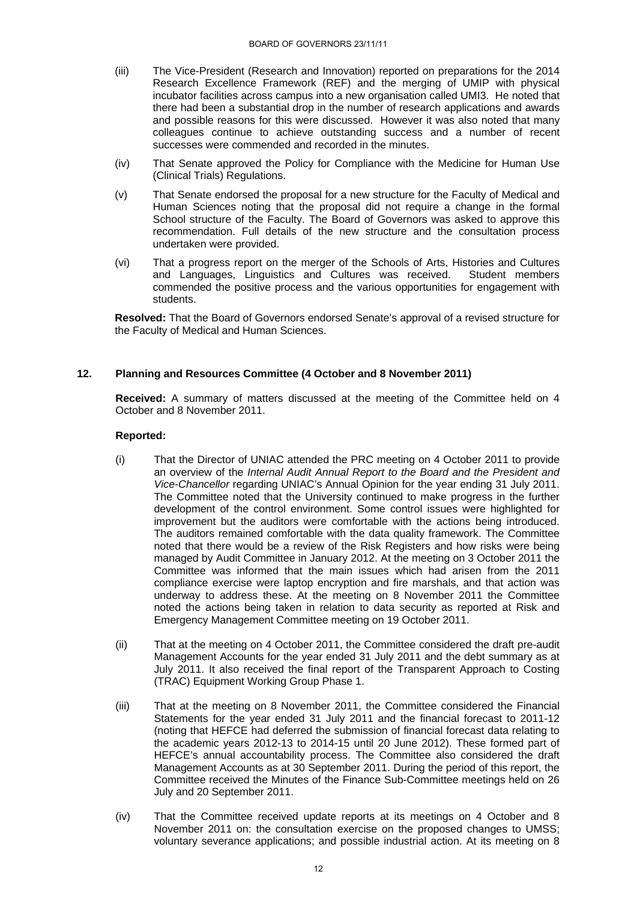(iii) The Vice-President (Research and Innovation) reported on preparations for the 2014 Research Excellence Framework (REF) and the merging of UMIP with physical incubator facilities across campus into a new organisation called UMI3. He noted that there had been a substantial drop in the number of research applications and awards and possible reasons for this were discussed. However it was also noted that many colleagues continue to achieve outstanding success and a number of recent successes were commended and recorded in the minutes.

(iv) That Senate approved the Policy for Compliance with the Medicine for Human Use (Clinical Trials) Regulations.

(v) That Senate endorsed the proposal for a new structure for the Faculty of Medical and Human Sciences noting that the proposal did not require a change in the formal School structure of the Faculty. The Board of Governors was asked to approve this recommendation. Full details of the new structure and the consultation process undertaken were provided.

(vi) That a progress report on the merger of the Schools of Arts, Histories and Cultures and Languages, Linguistics and Cultures was received. Student members commended the positive process and the various opportunities for engagement with students.

**Resolved:** That the Board of Governors endorsed Senate's approval of a revised structure for the Faculty of Medical and Human Sciences.

## 12. Planning and Resources Committee (4 October and 8 November 2011)

**Received:** A summary of matters discussed at the meeting of the Committee held on 4 October and 8 November 2011.

**Reported:**

(i) That the Director of UNIAC attended the PRC meeting on 4 October 2011 to provide an overview of the *Internal Audit Annual Report to the Board and the President and Vice-Chancellor* regarding UNIAC's Annual Opinion for the year ending 31 July 2011. The Committee noted that the University continued to make progress in the further development of the control environment. Some control issues were highlighted for improvement but the auditors were comfortable with the actions being introduced. The auditors remained comfortable with the data quality framework. The Committee noted that there would be a review of the Risk Registers and how risks were being managed by Audit Committee in January 2012. At the meeting on 3 October 2011 the Committee was informed that the main issues which had arisen from the 2011 compliance exercise were laptop encryption and fire marshals, and that action was underway to address these. At the meeting on 8 November 2011 the Committee noted the actions being taken in relation to data security as reported at Risk and Emergency Management Committee meeting on 19 October 2011.

(ii) That at the meeting on 4 October 2011, the Committee considered the draft pre-audit Management Accounts for the year ended 31 July 2011 and the debt summary as at July 2011. It also received the final report of the Transparent Approach to Costing (TRAC) Equipment Working Group Phase 1.

(iii) That at the meeting on 8 November 2011, the Committee considered the Financial Statements for the year ended 31 July 2011 and the financial forecast to 2011-12 (noting that HEFCE had deferred the submission of financial forecast data relating to the academic years 2012-13 to 2014-15 until 20 June 2012). These formed part of HEFCE's annual accountability process. The Committee also considered the draft Management Accounts as at 30 September 2011. During the period of this report, the Committee received the Minutes of the Finance Sub-Committee meetings held on 26 July and 20 September 2011.

(iv) That the Committee received update reports at its meetings on 4 October and 8 November 2011 on: the consultation exercise on the proposed changes to UMSS; voluntary severance applications; and possible industrial action. At its meeting on 8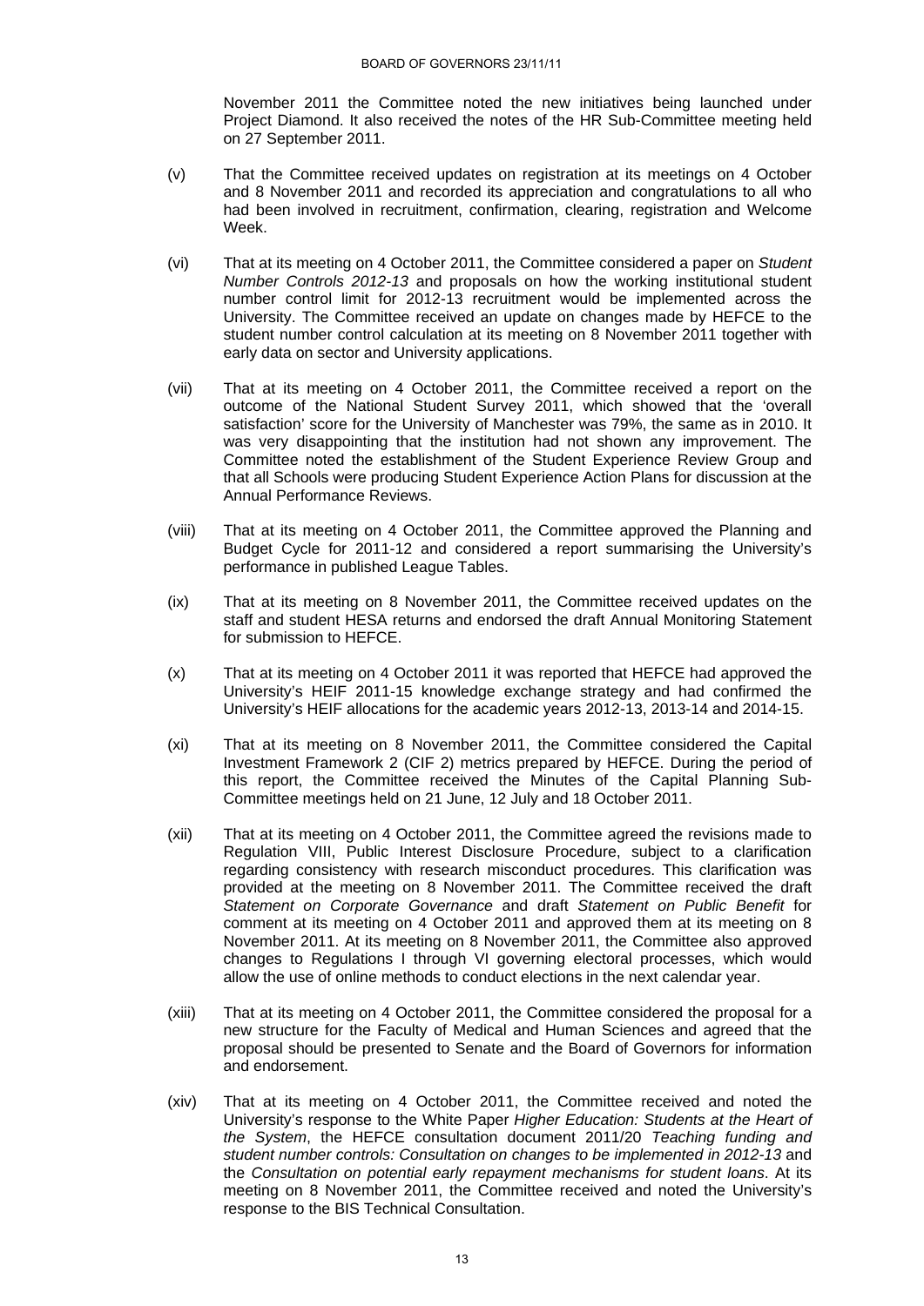November 2011 the Committee noted the new initiatives being launched under Project Diamond. It also received the notes of the HR Sub-Committee meeting held on 27 September 2011.

(v) That the Committee received updates on registration at its meetings on 4 October and 8 November 2011 and recorded its appreciation and congratulations to all who had been involved in recruitment, confirmation, clearing, registration and Welcome Week.

(vi) That at its meeting on 4 October 2011, the Committee considered a paper on *Student Number Controls 2012-13* and proposals on how the working institutional student number control limit for 2012-13 recruitment would be implemented across the University. The Committee received an update on changes made by HEFCE to the student number control calculation at its meeting on 8 November 2011 together with early data on sector and University applications.

(vii) That at its meeting on 4 October 2011, the Committee received a report on the outcome of the National Student Survey 2011, which showed that the 'overall satisfaction' score for the University of Manchester was 79%, the same as in 2010. It was very disappointing that the institution had not shown any improvement. The Committee noted the establishment of the Student Experience Review Group and that all Schools were producing Student Experience Action Plans for discussion at the Annual Performance Reviews.

(viii) That at its meeting on 4 October 2011, the Committee approved the Planning and Budget Cycle for 2011-12 and considered a report summarising the University's performance in published League Tables.

(ix) That at its meeting on 8 November 2011, the Committee received updates on the staff and student HESA returns and endorsed the draft Annual Monitoring Statement for submission to HEFCE.

(x) That at its meeting on 4 October 2011 it was reported that HEFCE had approved the University's HEIF 2011-15 knowledge exchange strategy and had confirmed the University's HEIF allocations for the academic years 2012-13, 2013-14 and 2014-15.

(xi) That at its meeting on 8 November 2011, the Committee considered the Capital Investment Framework 2 (CIF 2) metrics prepared by HEFCE. During the period of this report, the Committee received the Minutes of the Capital Planning Sub-Committee meetings held on 21 June, 12 July and 18 October 2011.

(xii) That at its meeting on 4 October 2011, the Committee agreed the revisions made to Regulation VIII, Public Interest Disclosure Procedure, subject to a clarification regarding consistency with research misconduct procedures. This clarification was provided at the meeting on 8 November 2011. The Committee received the draft *Statement on Corporate Governance* and draft *Statement on Public Benefit* for comment at its meeting on 4 October 2011 and approved them at its meeting on 8 November 2011. At its meeting on 8 November 2011, the Committee also approved changes to Regulations I through VI governing electoral processes, which would allow the use of online methods to conduct elections in the next calendar year.

(xiii) That at its meeting on 4 October 2011, the Committee considered the proposal for a new structure for the Faculty of Medical and Human Sciences and agreed that the proposal should be presented to Senate and the Board of Governors for information and endorsement.

(xiv) That at its meeting on 4 October 2011, the Committee received and noted the University's response to the White Paper *Higher Education: Students at the Heart of the System*, the HEFCE consultation document 2011/20 *Teaching funding and student number controls: Consultation on changes to be implemented in 2012-13* and the *Consultation on potential early repayment mechanisms for student loans*. At its meeting on 8 November 2011, the Committee received and noted the University's response to the BIS Technical Consultation.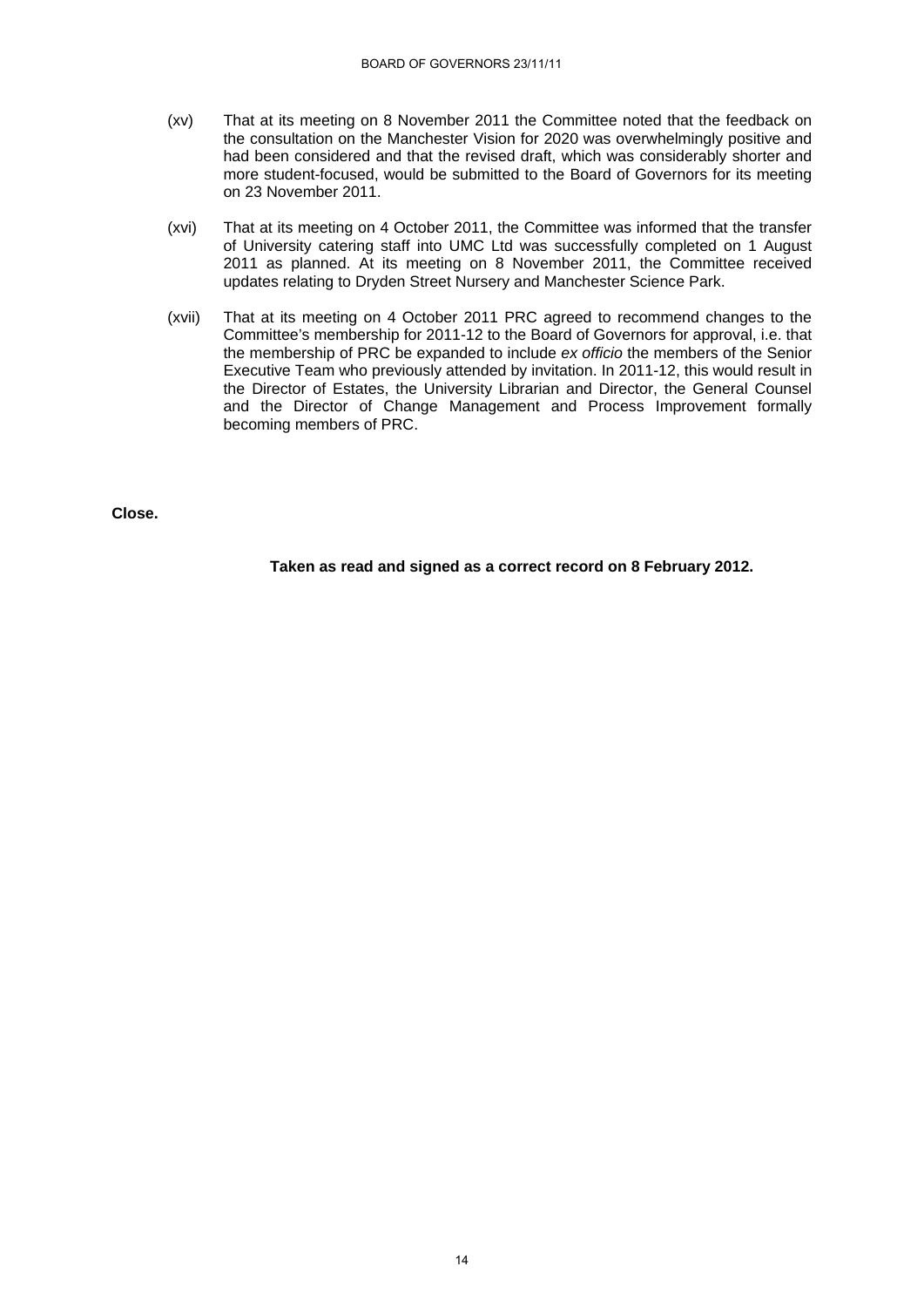(xv) That at its meeting on 8 November 2011 the Committee noted that the feedback on the consultation on the Manchester Vision for 2020 was overwhelmingly positive and had been considered and that the revised draft, which was considerably shorter and more student-focused, would be submitted to the Board of Governors for its meeting on 23 November 2011.

(xvi) That at its meeting on 4 October 2011, the Committee was informed that the transfer of University catering staff into UMC Ltd was successfully completed on 1 August 2011 as planned. At its meeting on 8 November 2011, the Committee received updates relating to Dryden Street Nursery and Manchester Science Park.

(xvii) That at its meeting on 4 October 2011 PRC agreed to recommend changes to the Committee's membership for 2011-12 to the Board of Governors for approval, i.e. that the membership of PRC be expanded to include *ex officio* the members of the Senior Executive Team who previously attended by invitation. In 2011-12, this would result in the Director of Estates, the University Librarian and Director, the General Counsel and the Director of Change Management and Process Improvement formally becoming members of PRC.

**Close.**

**Taken as read and signed as a correct record on 8 February 2012.**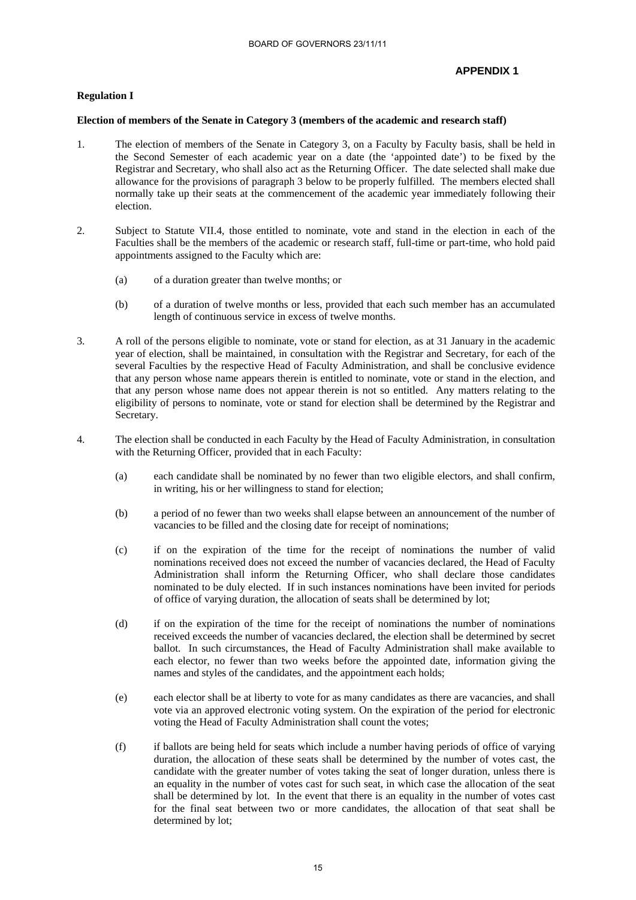**APPENDIX 1**

**Regulation I**

**Election of members of the Senate in Category 3 (members of the academic and research staff)**

1. The election of members of the Senate in Category 3, on a Faculty by Faculty basis, shall be held in the Second Semester of each academic year on a date (the 'appointed date') to be fixed by the Registrar and Secretary, who shall also act as the Returning Officer. The date selected shall make due allowance for the provisions of paragraph 3 below to be properly fulfilled. The members elected shall normally take up their seats at the commencement of the academic year immediately following their election.

2. Subject to Statute VII.4, those entitled to nominate, vote and stand in the election in each of the Faculties shall be the members of the academic or research staff, full-time or part-time, who hold paid appointments assigned to the Faculty which are:

   (a) of a duration greater than twelve months; or

   (b) of a duration of twelve months or less, provided that each such member has an accumulated length of continuous service in excess of twelve months.

3. A roll of the persons eligible to nominate, vote or stand for election, as at 31 January in the academic year of election, shall be maintained, in consultation with the Registrar and Secretary, for each of the several Faculties by the respective Head of Faculty Administration, and shall be conclusive evidence that any person whose name appears therein is entitled to nominate, vote or stand in the election, and that any person whose name does not appear therein is not so entitled. Any matters relating to the eligibility of persons to nominate, vote or stand for election shall be determined by the Registrar and Secretary.

4. The election shall be conducted in each Faculty by the Head of Faculty Administration, in consultation with the Returning Officer, provided that in each Faculty:

   (a) each candidate shall be nominated by no fewer than two eligible electors, and shall confirm, in writing, his or her willingness to stand for election;

   (b) a period of no fewer than two weeks shall elapse between an announcement of the number of vacancies to be filled and the closing date for receipt of nominations;

   (c) if on the expiration of the time for the receipt of nominations the number of valid nominations received does not exceed the number of vacancies declared, the Head of Faculty Administration shall inform the Returning Officer, who shall declare those candidates nominated to be duly elected. If in such instances nominations have been invited for periods of office of varying duration, the allocation of seats shall be determined by lot;

   (d) if on the expiration of the time for the receipt of nominations the number of nominations received exceeds the number of vacancies declared, the election shall be determined by secret ballot. In such circumstances, the Head of Faculty Administration shall make available to each elector, no fewer than two weeks before the appointed date, information giving the names and styles of the candidates, and the appointment each holds;

   (e) each elector shall be at liberty to vote for as many candidates as there are vacancies, and shall vote via an approved electronic voting system. On the expiration of the period for electronic voting the Head of Faculty Administration shall count the votes;

   (f) if ballots are being held for seats which include a number having periods of office of varying duration, the allocation of these seats shall be determined by the number of votes cast, the candidate with the greater number of votes taking the seat of longer duration, unless there is an equality in the number of votes cast for such seat, in which case the allocation of the seat shall be determined by lot. In the event that there is an equality in the number of votes cast for the final seat between two or more candidates, the allocation of that seat shall be determined by lot;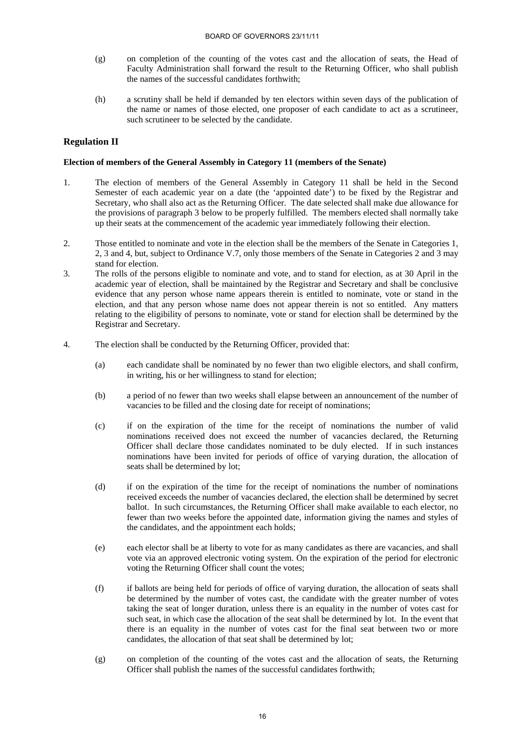(g) on completion of the counting of the votes cast and the allocation of seats, the Head of Faculty Administration shall forward the result to the Returning Officer, who shall publish the names of the successful candidates forthwith;

(h) a scrutiny shall be held if demanded by ten electors within seven days of the publication of the name or names of those elected, one proposer of each candidate to act as a scrutineer, such scrutineer to be selected by the candidate.

## Regulation II

**Election of members of the General Assembly in Category 11 (members of the Senate)**

1. The election of members of the General Assembly in Category 11 shall be held in the Second Semester of each academic year on a date (the 'appointed date') to be fixed by the Registrar and Secretary, who shall also act as the Returning Officer. The date selected shall make due allowance for the provisions of paragraph 3 below to be properly fulfilled. The members elected shall normally take up their seats at the commencement of the academic year immediately following their election.

2. Those entitled to nominate and vote in the election shall be the members of the Senate in Categories 1, 2, 3 and 4, but, subject to Ordinance V.7, only those members of the Senate in Categories 2 and 3 may stand for election.

3. The rolls of the persons eligible to nominate and vote, and to stand for election, as at 30 April in the academic year of election, shall be maintained by the Registrar and Secretary and shall be conclusive evidence that any person whose name appears therein is entitled to nominate, vote or stand in the election, and that any person whose name does not appear therein is not so entitled. Any matters relating to the eligibility of persons to nominate, vote or stand for election shall be determined by the Registrar and Secretary.

4. The election shall be conducted by the Returning Officer, provided that:

   (a) each candidate shall be nominated by no fewer than two eligible electors, and shall confirm, in writing, his or her willingness to stand for election;

   (b) a period of no fewer than two weeks shall elapse between an announcement of the number of vacancies to be filled and the closing date for receipt of nominations;

   (c) if on the expiration of the time for the receipt of nominations the number of valid nominations received does not exceed the number of vacancies declared, the Returning Officer shall declare those candidates nominated to be duly elected. If in such instances nominations have been invited for periods of office of varying duration, the allocation of seats shall be determined by lot;

   (d) if on the expiration of the time for the receipt of nominations the number of nominations received exceeds the number of vacancies declared, the election shall be determined by secret ballot. In such circumstances, the Returning Officer shall make available to each elector, no fewer than two weeks before the appointed date, information giving the names and styles of the candidates, and the appointment each holds;

   (e) each elector shall be at liberty to vote for as many candidates as there are vacancies, and shall vote via an approved electronic voting system. On the expiration of the period for electronic voting the Returning Officer shall count the votes;

   (f) if ballots are being held for periods of office of varying duration, the allocation of seats shall be determined by the number of votes cast, the candidate with the greater number of votes taking the seat of longer duration, unless there is an equality in the number of votes cast for such seat, in which case the allocation of the seat shall be determined by lot. In the event that there is an equality in the number of votes cast for the final seat between two or more candidates, the allocation of that seat shall be determined by lot;

   (g) on completion of the counting of the votes cast and the allocation of seats, the Returning Officer shall publish the names of the successful candidates forthwith;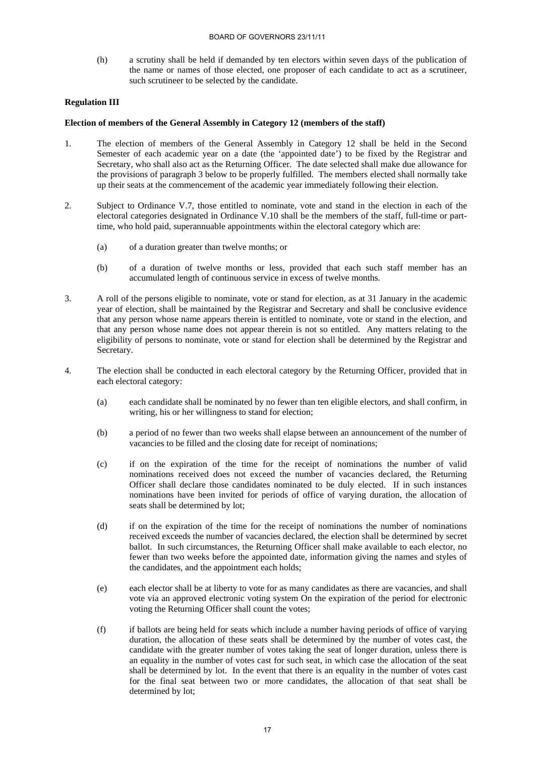(h) a scrutiny shall be held if demanded by ten electors within seven days of the publication of the name or names of those elected, one proposer of each candidate to act as a scrutineer, such scrutineer to be selected by the candidate.

**Regulation III**

**Election of members of the General Assembly in Category 12 (members of the staff)**

1. The election of members of the General Assembly in Category 12 shall be held in the Second Semester of each academic year on a date (the 'appointed date') to be fixed by the Registrar and Secretary, who shall also act as the Returning Officer. The date selected shall make due allowance for the provisions of paragraph 3 below to be properly fulfilled. The members elected shall normally take up their seats at the commencement of the academic year immediately following their election.

2. Subject to Ordinance V.7, those entitled to nominate, vote and stand in the election in each of the electoral categories designated in Ordinance V.10 shall be the members of the staff, full-time or part-time, who hold paid, superannuable appointments within the electoral category which are:

   (a) of a duration greater than twelve months; or

   (b) of a duration of twelve months or less, provided that each such staff member has an accumulated length of continuous service in excess of twelve months.

3. A roll of the persons eligible to nominate, vote or stand for election, as at 31 January in the academic year of election, shall be maintained by the Registrar and Secretary and shall be conclusive evidence that any person whose name appears therein is entitled to nominate, vote or stand in the election, and that any person whose name does not appear therein is not so entitled. Any matters relating to the eligibility of persons to nominate, vote or stand for election shall be determined by the Registrar and Secretary.

4. The election shall be conducted in each electoral category by the Returning Officer, provided that in each electoral category:

   (a) each candidate shall be nominated by no fewer than ten eligible electors, and shall confirm, in writing, his or her willingness to stand for election;

   (b) a period of no fewer than two weeks shall elapse between an announcement of the number of vacancies to be filled and the closing date for receipt of nominations;

   (c) if on the expiration of the time for the receipt of nominations the number of valid nominations received does not exceed the number of vacancies declared, the Returning Officer shall declare those candidates nominated to be duly elected. If in such instances nominations have been invited for periods of office of varying duration, the allocation of seats shall be determined by lot;

   (d) if on the expiration of the time for the receipt of nominations the number of nominations received exceeds the number of vacancies declared, the election shall be determined by secret ballot. In such circumstances, the Returning Officer shall make available to each elector, no fewer than two weeks before the appointed date, information giving the names and styles of the candidates, and the appointment each holds;

   (e) each elector shall be at liberty to vote for as many candidates as there are vacancies, and shall vote via an approved electronic voting system On the expiration of the period for electronic voting the Returning Officer shall count the votes;

   (f) if ballots are being held for seats which include a number having periods of office of varying duration, the allocation of these seats shall be determined by the number of votes cast, the candidate with the greater number of votes taking the seat of longer duration, unless there is an equality in the number of votes cast for such seat, in which case the allocation of the seat shall be determined by lot. In the event that there is an equality in the number of votes cast for the final seat between two or more candidates, the allocation of that seat shall be determined by lot;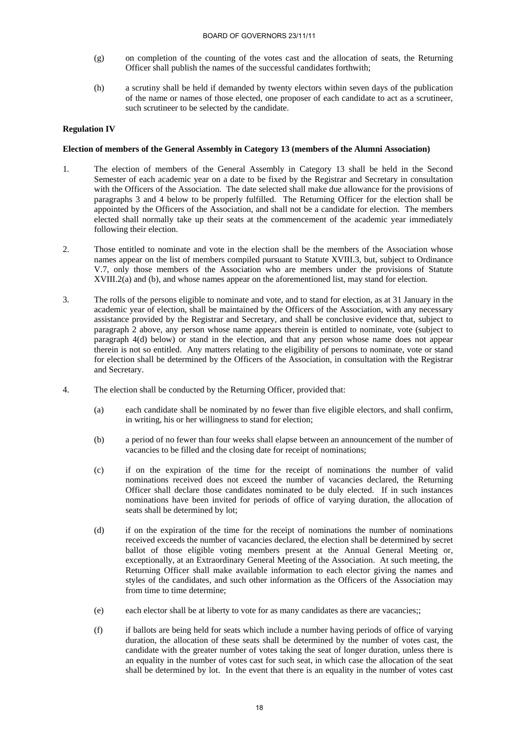(g) on completion of the counting of the votes cast and the allocation of seats, the Returning Officer shall publish the names of the successful candidates forthwith;

(h) a scrutiny shall be held if demanded by twenty electors within seven days of the publication of the name or names of those elected, one proposer of each candidate to act as a scrutineer, such scrutineer to be selected by the candidate.

**Regulation IV**

**Election of members of the General Assembly in Category 13 (members of the Alumni Association)**

1. The election of members of the General Assembly in Category 13 shall be held in the Second Semester of each academic year on a date to be fixed by the Registrar and Secretary in consultation with the Officers of the Association. The date selected shall make due allowance for the provisions of paragraphs 3 and 4 below to be properly fulfilled. The Returning Officer for the election shall be appointed by the Officers of the Association, and shall not be a candidate for election. The members elected shall normally take up their seats at the commencement of the academic year immediately following their election.

2. Those entitled to nominate and vote in the election shall be the members of the Association whose names appear on the list of members compiled pursuant to Statute XVIII.3, but, subject to Ordinance V.7, only those members of the Association who are members under the provisions of Statute XVIII.2(a) and (b), and whose names appear on the aforementioned list, may stand for election.

3. The rolls of the persons eligible to nominate and vote, and to stand for election, as at 31 January in the academic year of election, shall be maintained by the Officers of the Association, with any necessary assistance provided by the Registrar and Secretary, and shall be conclusive evidence that, subject to paragraph 2 above, any person whose name appears therein is entitled to nominate, vote (subject to paragraph 4(d) below) or stand in the election, and that any person whose name does not appear therein is not so entitled. Any matters relating to the eligibility of persons to nominate, vote or stand for election shall be determined by the Officers of the Association, in consultation with the Registrar and Secretary.

4. The election shall be conducted by the Returning Officer, provided that:

   (a) each candidate shall be nominated by no fewer than five eligible electors, and shall confirm, in writing, his or her willingness to stand for election;

   (b) a period of no fewer than four weeks shall elapse between an announcement of the number of vacancies to be filled and the closing date for receipt of nominations;

   (c) if on the expiration of the time for the receipt of nominations the number of valid nominations received does not exceed the number of vacancies declared, the Returning Officer shall declare those candidates nominated to be duly elected. If in such instances nominations have been invited for periods of office of varying duration, the allocation of seats shall be determined by lot;

   (d) if on the expiration of the time for the receipt of nominations the number of nominations received exceeds the number of vacancies declared, the election shall be determined by secret ballot of those eligible voting members present at the Annual General Meeting or, exceptionally, at an Extraordinary General Meeting of the Association. At such meeting, the Returning Officer shall make available information to each elector giving the names and styles of the candidates, and such other information as the Officers of the Association may from time to time determine;

   (e) each elector shall be at liberty to vote for as many candidates as there are vacancies;;

   (f) if ballots are being held for seats which include a number having periods of office of varying duration, the allocation of these seats shall be determined by the number of votes cast, the candidate with the greater number of votes taking the seat of longer duration, unless there is an equality in the number of votes cast for such seat, in which case the allocation of the seat shall be determined by lot. In the event that there is an equality in the number of votes cast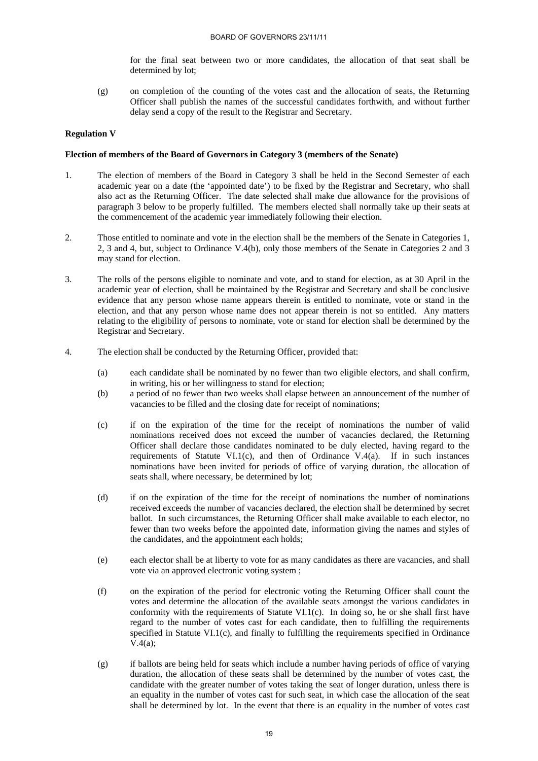for the final seat between two or more candidates, the allocation of that seat shall be determined by lot;

(g) on completion of the counting of the votes cast and the allocation of seats, the Returning Officer shall publish the names of the successful candidates forthwith, and without further delay send a copy of the result to the Registrar and Secretary.

**Regulation V**

**Election of members of the Board of Governors in Category 3 (members of the Senate)**

1. The election of members of the Board in Category 3 shall be held in the Second Semester of each academic year on a date (the 'appointed date') to be fixed by the Registrar and Secretary, who shall also act as the Returning Officer. The date selected shall make due allowance for the provisions of paragraph 3 below to be properly fulfilled. The members elected shall normally take up their seats at the commencement of the academic year immediately following their election.

2. Those entitled to nominate and vote in the election shall be the members of the Senate in Categories 1, 2, 3 and 4, but, subject to Ordinance V.4(b), only those members of the Senate in Categories 2 and 3 may stand for election.

3. The rolls of the persons eligible to nominate and vote, and to stand for election, as at 30 April in the academic year of election, shall be maintained by the Registrar and Secretary and shall be conclusive evidence that any person whose name appears therein is entitled to nominate, vote or stand in the election, and that any person whose name does not appear therein is not so entitled. Any matters relating to the eligibility of persons to nominate, vote or stand for election shall be determined by the Registrar and Secretary.

4. The election shall be conducted by the Returning Officer, provided that:

   (a) each candidate shall be nominated by no fewer than two eligible electors, and shall confirm, in writing, his or her willingness to stand for election;

   (b) a period of no fewer than two weeks shall elapse between an announcement of the number of vacancies to be filled and the closing date for receipt of nominations;

   (c) if on the expiration of the time for the receipt of nominations the number of valid nominations received does not exceed the number of vacancies declared, the Returning Officer shall declare those candidates nominated to be duly elected, having regard to the requirements of Statute VI.1(c), and then of Ordinance V.4(a). If in such instances nominations have been invited for periods of office of varying duration, the allocation of seats shall, where necessary, be determined by lot;

   (d) if on the expiration of the time for the receipt of nominations the number of nominations received exceeds the number of vacancies declared, the election shall be determined by secret ballot. In such circumstances, the Returning Officer shall make available to each elector, no fewer than two weeks before the appointed date, information giving the names and styles of the candidates, and the appointment each holds;

   (e) each elector shall be at liberty to vote for as many candidates as there are vacancies, and shall vote via an approved electronic voting system ;

   (f) on the expiration of the period for electronic voting the Returning Officer shall count the votes and determine the allocation of the available seats amongst the various candidates in conformity with the requirements of Statute VI.1(c). In doing so, he or she shall first have regard to the number of votes cast for each candidate, then to fulfilling the requirements specified in Statute VI.1(c), and finally to fulfilling the requirements specified in Ordinance V.4(a);

   (g) if ballots are being held for seats which include a number having periods of office of varying duration, the allocation of these seats shall be determined by the number of votes cast, the candidate with the greater number of votes taking the seat of longer duration, unless there is an equality in the number of votes cast for such seat, in which case the allocation of the seat shall be determined by lot. In the event that there is an equality in the number of votes cast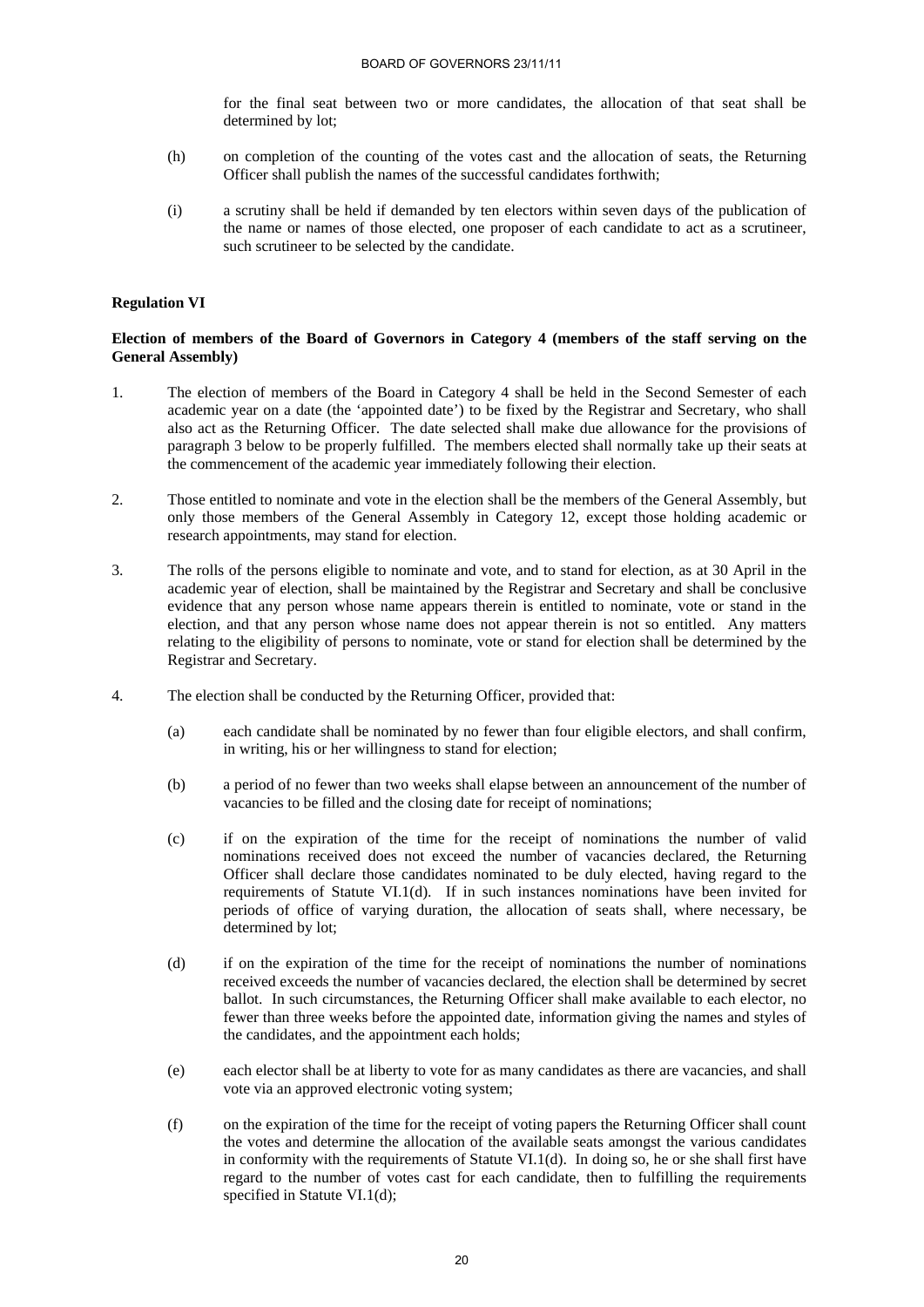for the final seat between two or more candidates, the allocation of that seat shall be determined by lot;

(h) on completion of the counting of the votes cast and the allocation of seats, the Returning Officer shall publish the names of the successful candidates forthwith;

(i) a scrutiny shall be held if demanded by ten electors within seven days of the publication of the name or names of those elected, one proposer of each candidate to act as a scrutineer, such scrutineer to be selected by the candidate.

**Regulation VI**

**Election of members of the Board of Governors in Category 4 (members of the staff serving on the General Assembly)**

1. The election of members of the Board in Category 4 shall be held in the Second Semester of each academic year on a date (the 'appointed date') to be fixed by the Registrar and Secretary, who shall also act as the Returning Officer. The date selected shall make due allowance for the provisions of paragraph 3 below to be properly fulfilled. The members elected shall normally take up their seats at the commencement of the academic year immediately following their election.

2. Those entitled to nominate and vote in the election shall be the members of the General Assembly, but only those members of the General Assembly in Category 12, except those holding academic or research appointments, may stand for election.

3. The rolls of the persons eligible to nominate and vote, and to stand for election, as at 30 April in the academic year of election, shall be maintained by the Registrar and Secretary and shall be conclusive evidence that any person whose name appears therein is entitled to nominate, vote or stand in the election, and that any person whose name does not appear therein is not so entitled. Any matters relating to the eligibility of persons to nominate, vote or stand for election shall be determined by the Registrar and Secretary.

4. The election shall be conducted by the Returning Officer, provided that:

   (a) each candidate shall be nominated by no fewer than four eligible electors, and shall confirm, in writing, his or her willingness to stand for election;

   (b) a period of no fewer than two weeks shall elapse between an announcement of the number of vacancies to be filled and the closing date for receipt of nominations;

   (c) if on the expiration of the time for the receipt of nominations the number of valid nominations received does not exceed the number of vacancies declared, the Returning Officer shall declare those candidates nominated to be duly elected, having regard to the requirements of Statute VI.1(d). If in such instances nominations have been invited for periods of office of varying duration, the allocation of seats shall, where necessary, be determined by lot;

   (d) if on the expiration of the time for the receipt of nominations the number of nominations received exceeds the number of vacancies declared, the election shall be determined by secret ballot. In such circumstances, the Returning Officer shall make available to each elector, no fewer than three weeks before the appointed date, information giving the names and styles of the candidates, and the appointment each holds;

   (e) each elector shall be at liberty to vote for as many candidates as there are vacancies, and shall vote via an approved electronic voting system;

   (f) on the expiration of the time for the receipt of voting papers the Returning Officer shall count the votes and determine the allocation of the available seats amongst the various candidates in conformity with the requirements of Statute VI.1(d). In doing so, he or she shall first have regard to the number of votes cast for each candidate, then to fulfilling the requirements specified in Statute VI.1(d);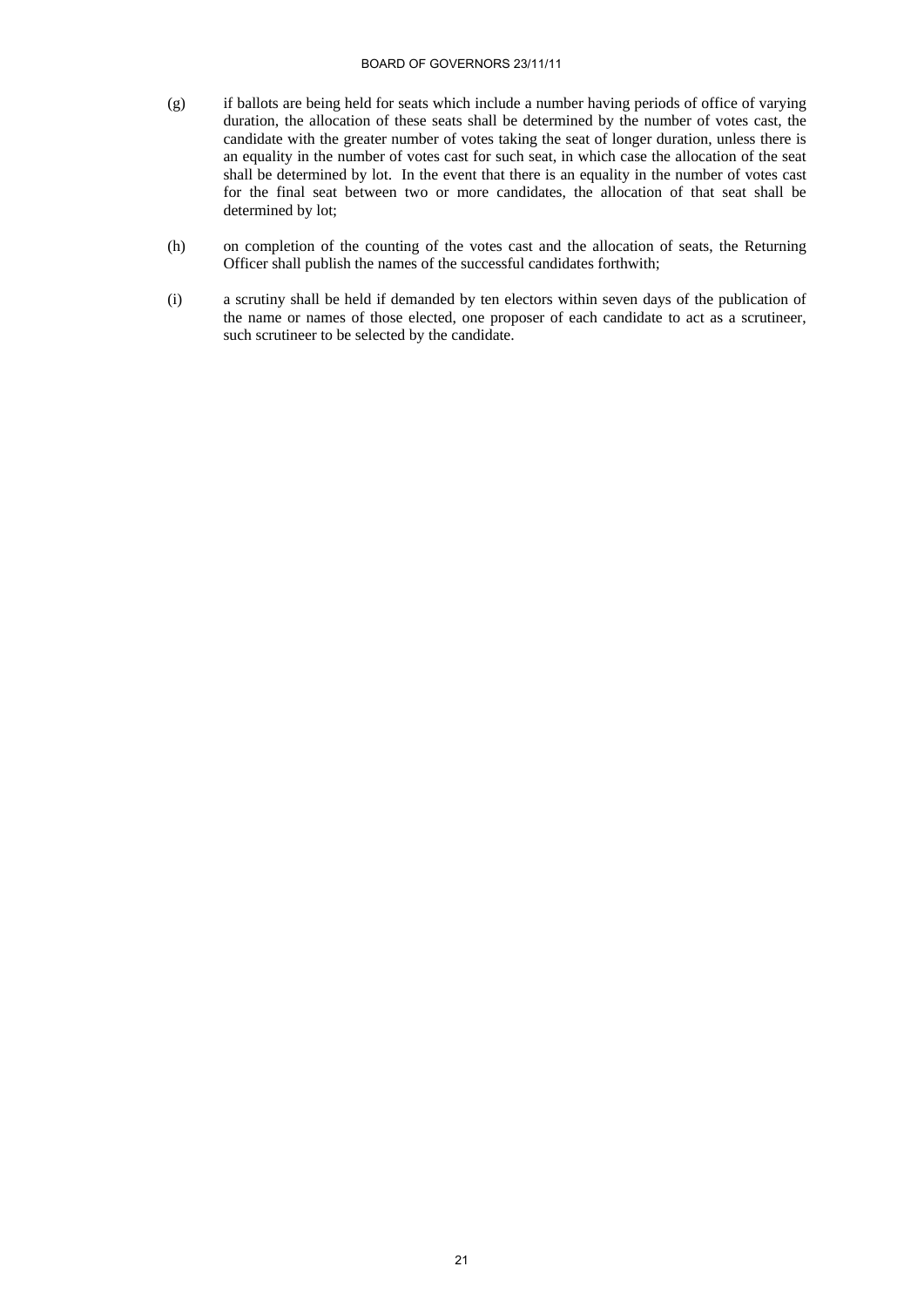(g) if ballots are being held for seats which include a number having periods of office of varying duration, the allocation of these seats shall be determined by the number of votes cast, the candidate with the greater number of votes taking the seat of longer duration, unless there is an equality in the number of votes cast for such seat, in which case the allocation of the seat shall be determined by lot. In the event that there is an equality in the number of votes cast for the final seat between two or more candidates, the allocation of that seat shall be determined by lot;

(h) on completion of the counting of the votes cast and the allocation of seats, the Returning Officer shall publish the names of the successful candidates forthwith;

(i) a scrutiny shall be held if demanded by ten electors within seven days of the publication of the name or names of those elected, one proposer of each candidate to act as a scrutineer, such scrutineer to be selected by the candidate.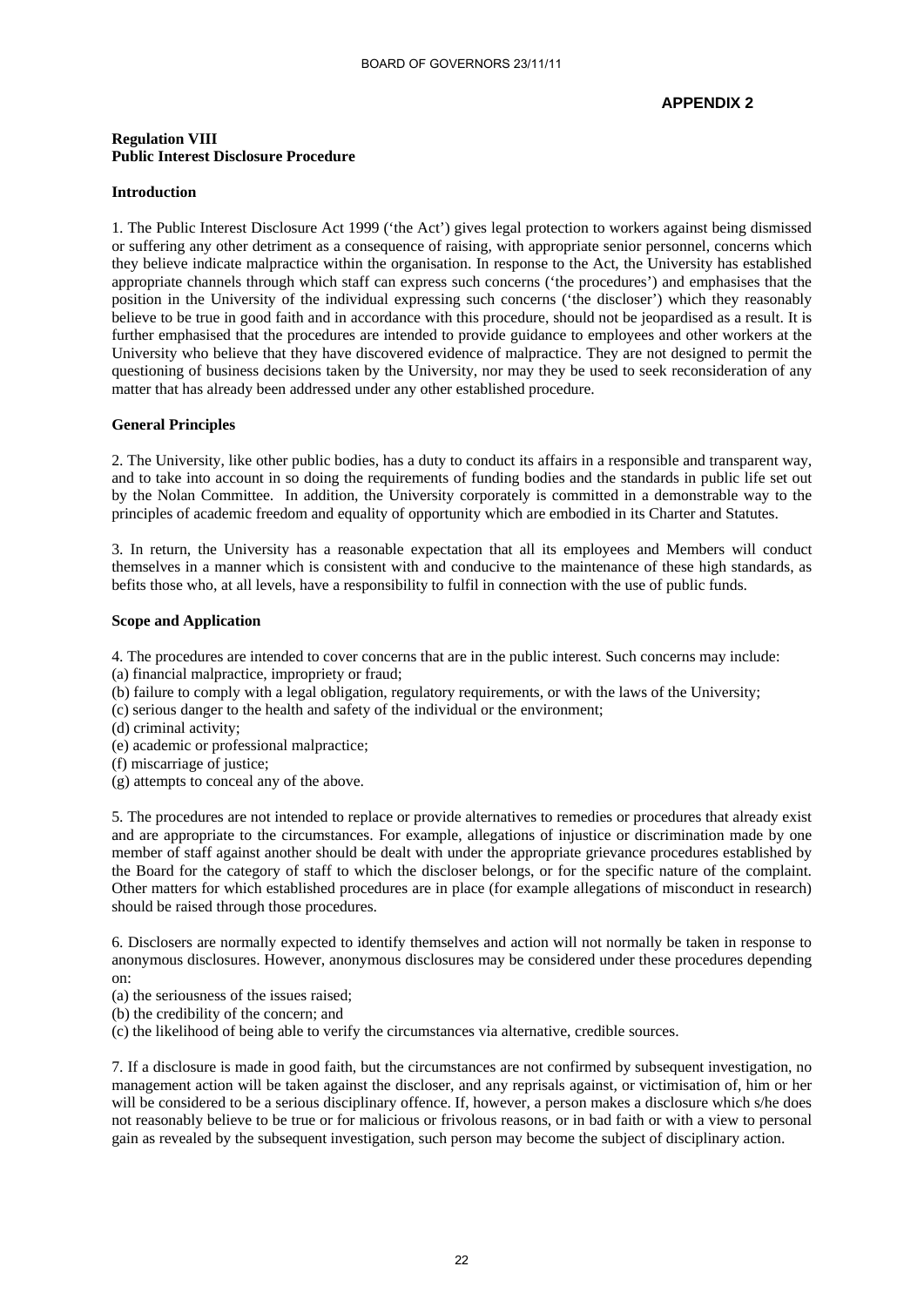**APPENDIX 2**

**Regulation VIII**
**Public Interest Disclosure Procedure**

**Introduction**

1. The Public Interest Disclosure Act 1999 ('the Act') gives legal protection to workers against being dismissed or suffering any other detriment as a consequence of raising, with appropriate senior personnel, concerns which they believe indicate malpractice within the organisation. In response to the Act, the University has established appropriate channels through which staff can express such concerns ('the procedures') and emphasises that the position in the University of the individual expressing such concerns ('the discloser') which they reasonably believe to be true in good faith and in accordance with this procedure, should not be jeopardised as a result. It is further emphasised that the procedures are intended to provide guidance to employees and other workers at the University who believe that they have discovered evidence of malpractice. They are not designed to permit the questioning of business decisions taken by the University, nor may they be used to seek reconsideration of any matter that has already been addressed under any other established procedure.

**General Principles**

2. The University, like other public bodies, has a duty to conduct its affairs in a responsible and transparent way, and to take into account in so doing the requirements of funding bodies and the standards in public life set out by the Nolan Committee. In addition, the University corporately is committed in a demonstrable way to the principles of academic freedom and equality of opportunity which are embodied in its Charter and Statutes.

3. In return, the University has a reasonable expectation that all its employees and Members will conduct themselves in a manner which is consistent with and conducive to the maintenance of these high standards, as befits those who, at all levels, have a responsibility to fulfil in connection with the use of public funds.

**Scope and Application**

4. The procedures are intended to cover concerns that are in the public interest. Such concerns may include:
(a) financial malpractice, impropriety or fraud;
(b) failure to comply with a legal obligation, regulatory requirements, or with the laws of the University;
(c) serious danger to the health and safety of the individual or the environment;
(d) criminal activity;
(e) academic or professional malpractice;
(f) miscarriage of justice;
(g) attempts to conceal any of the above.

5. The procedures are not intended to replace or provide alternatives to remedies or procedures that already exist and are appropriate to the circumstances. For example, allegations of injustice or discrimination made by one member of staff against another should be dealt with under the appropriate grievance procedures established by the Board for the category of staff to which the discloser belongs, or for the specific nature of the complaint. Other matters for which established procedures are in place (for example allegations of misconduct in research) should be raised through those procedures.

6. Disclosers are normally expected to identify themselves and action will not normally be taken in response to anonymous disclosures. However, anonymous disclosures may be considered under these procedures depending on:
(a) the seriousness of the issues raised;
(b) the credibility of the concern; and
(c) the likelihood of being able to verify the circumstances via alternative, credible sources.

7. If a disclosure is made in good faith, but the circumstances are not confirmed by subsequent investigation, no management action will be taken against the discloser, and any reprisals against, or victimisation of, him or her will be considered to be a serious disciplinary offence. If, however, a person makes a disclosure which s/he does not reasonably believe to be true or for malicious or frivolous reasons, or in bad faith or with a view to personal gain as revealed by the subsequent investigation, such person may become the subject of disciplinary action.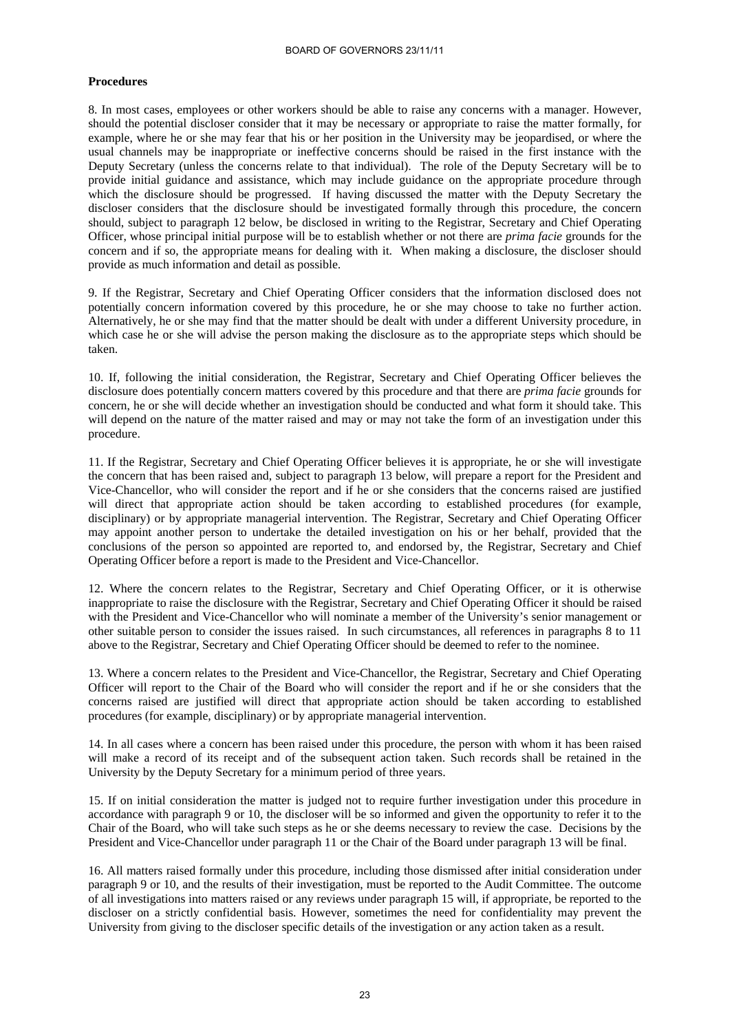**Procedures**

8. In most cases, employees or other workers should be able to raise any concerns with a manager. However, should the potential discloser consider that it may be necessary or appropriate to raise the matter formally, for example, where he or she may fear that his or her position in the University may be jeopardised, or where the usual channels may be inappropriate or ineffective concerns should be raised in the first instance with the Deputy Secretary (unless the concerns relate to that individual). The role of the Deputy Secretary will be to provide initial guidance and assistance, which may include guidance on the appropriate procedure through which the disclosure should be progressed. If having discussed the matter with the Deputy Secretary the discloser considers that the disclosure should be investigated formally through this procedure, the concern should, subject to paragraph 12 below, be disclosed in writing to the Registrar, Secretary and Chief Operating Officer, whose principal initial purpose will be to establish whether or not there are *prima facie* grounds for the concern and if so, the appropriate means for dealing with it. When making a disclosure, the discloser should provide as much information and detail as possible.

9. If the Registrar, Secretary and Chief Operating Officer considers that the information disclosed does not potentially concern information covered by this procedure, he or she may choose to take no further action. Alternatively, he or she may find that the matter should be dealt with under a different University procedure, in which case he or she will advise the person making the disclosure as to the appropriate steps which should be taken.

10. If, following the initial consideration, the Registrar, Secretary and Chief Operating Officer believes the disclosure does potentially concern matters covered by this procedure and that there are *prima facie* grounds for concern, he or she will decide whether an investigation should be conducted and what form it should take. This will depend on the nature of the matter raised and may or may not take the form of an investigation under this procedure.

11. If the Registrar, Secretary and Chief Operating Officer believes it is appropriate, he or she will investigate the concern that has been raised and, subject to paragraph 13 below, will prepare a report for the President and Vice-Chancellor, who will consider the report and if he or she considers that the concerns raised are justified will direct that appropriate action should be taken according to established procedures (for example, disciplinary) or by appropriate managerial intervention. The Registrar, Secretary and Chief Operating Officer may appoint another person to undertake the detailed investigation on his or her behalf, provided that the conclusions of the person so appointed are reported to, and endorsed by, the Registrar, Secretary and Chief Operating Officer before a report is made to the President and Vice-Chancellor.

12. Where the concern relates to the Registrar, Secretary and Chief Operating Officer, or it is otherwise inappropriate to raise the disclosure with the Registrar, Secretary and Chief Operating Officer it should be raised with the President and Vice-Chancellor who will nominate a member of the University's senior management or other suitable person to consider the issues raised. In such circumstances, all references in paragraphs 8 to 11 above to the Registrar, Secretary and Chief Operating Officer should be deemed to refer to the nominee.

13. Where a concern relates to the President and Vice-Chancellor, the Registrar, Secretary and Chief Operating Officer will report to the Chair of the Board who will consider the report and if he or she considers that the concerns raised are justified will direct that appropriate action should be taken according to established procedures (for example, disciplinary) or by appropriate managerial intervention.

14. In all cases where a concern has been raised under this procedure, the person with whom it has been raised will make a record of its receipt and of the subsequent action taken. Such records shall be retained in the University by the Deputy Secretary for a minimum period of three years.

15. If on initial consideration the matter is judged not to require further investigation under this procedure in accordance with paragraph 9 or 10, the discloser will be so informed and given the opportunity to refer it to the Chair of the Board, who will take such steps as he or she deems necessary to review the case. Decisions by the President and Vice-Chancellor under paragraph 11 or the Chair of the Board under paragraph 13 will be final.

16. All matters raised formally under this procedure, including those dismissed after initial consideration under paragraph 9 or 10, and the results of their investigation, must be reported to the Audit Committee. The outcome of all investigations into matters raised or any reviews under paragraph 15 will, if appropriate, be reported to the discloser on a strictly confidential basis. However, sometimes the need for confidentiality may prevent the University from giving to the discloser specific details of the investigation or any action taken as a result.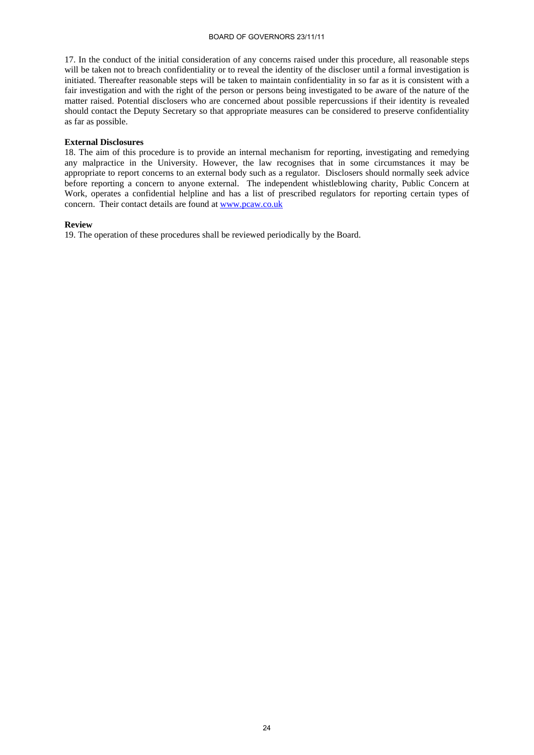17. In the conduct of the initial consideration of any concerns raised under this procedure, all reasonable steps will be taken not to breach confidentiality or to reveal the identity of the discloser until a formal investigation is initiated. Thereafter reasonable steps will be taken to maintain confidentiality in so far as it is consistent with a fair investigation and with the right of the person or persons being investigated to be aware of the nature of the matter raised. Potential disclosers who are concerned about possible repercussions if their identity is revealed should contact the Deputy Secretary so that appropriate measures can be considered to preserve confidentiality as far as possible.

**External Disclosures**

18. The aim of this procedure is to provide an internal mechanism for reporting, investigating and remedying any malpractice in the University. However, the law recognises that in some circumstances it may be appropriate to report concerns to an external body such as a regulator. Disclosers should normally seek advice before reporting a concern to anyone external. The independent whistleblowing charity, Public Concern at Work, operates a confidential helpline and has a list of prescribed regulators for reporting certain types of concern. Their contact details are found at [www.pcaw.co.uk](http://www.pcaw.co.uk)

**Review**

19. The operation of these procedures shall be reviewed periodically by the Board.